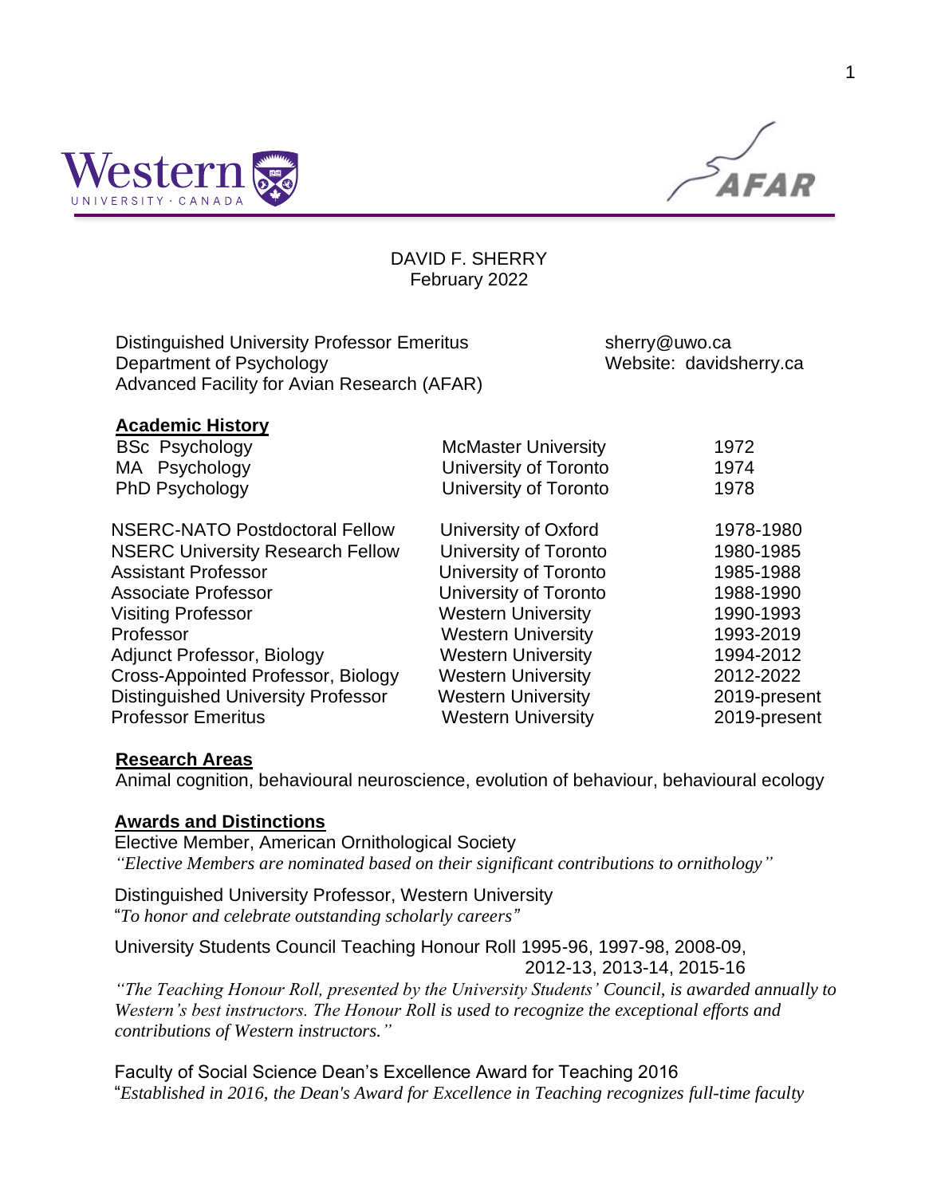DAVID F. SHERRY
February 2022

Distinguished University Professor Emeritus
Department of Psychology
Advanced Facility for Avian Research (AFAR)

sherry@uwo.ca
Website: davidsherry.ca

## Academic History

| | | |
|---|---|---|
| BSc Psychology | McMaster University | 1972 |
| MA Psychology | University of Toronto | 1974 |
| PhD Psychology | University of Toronto | 1978 |

| | | |
|---|---|---|
| NSERC-NATO Postdoctoral Fellow | University of Oxford | 1978-1980 |
| NSERC University Research Fellow | University of Toronto | 1980-1985 |
| Assistant Professor | University of Toronto | 1985-1988 |
| Associate Professor | University of Toronto | 1988-1990 |
| Visiting Professor | Western University | 1990-1993 |
| Professor | Western University | 1993-2019 |
| Adjunct Professor, Biology | Western University | 1994-2012 |
| Cross-Appointed Professor, Biology | Western University | 2012-2022 |
| Distinguished University Professor | Western University | 2019-present |
| Professor Emeritus | Western University | 2019-present |

## Research Areas

Animal cognition, behavioural neuroscience, evolution of behaviour, behavioural ecology

## Awards and Distinctions

Elective Member, American Ornithological Society
*"Elective Members are nominated based on their significant contributions to ornithology"*

Distinguished University Professor, Western University
*"To honor and celebrate outstanding scholarly careers"*

University Students Council Teaching Honour Roll 1995-96, 1997-98, 2008-09, 2012-13, 2013-14, 2015-16
*"The Teaching Honour Roll, presented by the University Students' Council, is awarded annually to Western's best instructors. The Honour Roll is used to recognize the exceptional efforts and contributions of Western instructors."*

Faculty of Social Science Dean's Excellence Award for Teaching 2016
*"Established in 2016, the Dean's Award for Excellence in Teaching recognizes full-time faculty*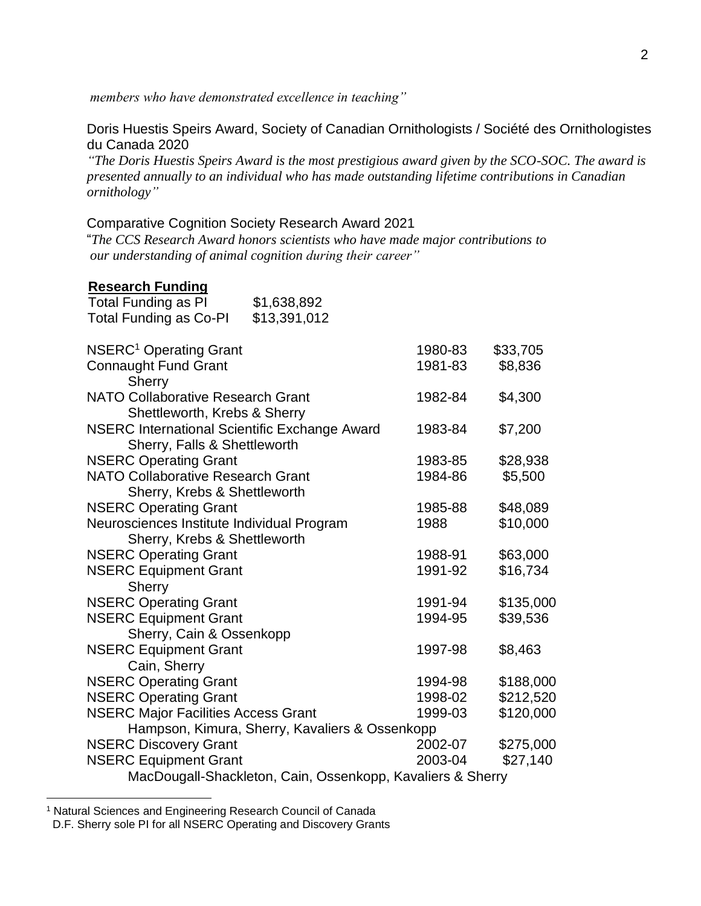*members who have demonstrated excellence in teaching"*

Doris Huestis Speirs Award, Society of Canadian Ornithologists / Société des Ornithologistes du Canada 2020
*"The Doris Huestis Speirs Award is the most prestigious award given by the SCO-SOC. The award is presented annually to an individual who has made outstanding lifetime contributions in Canadian ornithology"*

Comparative Cognition Society Research Award 2021
*"The CCS Research Award honors scientists who have made major contributions to our understanding of animal cognition during their career"*

## Research Funding

Total Funding as PI $1,638,892
Total Funding as Co-PI $13,391,012

| | | |
|---|---|---|
| NSERC[1] Operating Grant | 1980-83 | $33,705 |
| Connaught Fund Grant<br>Sherry | 1981-83 | $8,836 |
| NATO Collaborative Research Grant<br>Shettleworth, Krebs & Sherry | 1982-84 | $4,300 |
| NSERC International Scientific Exchange Award<br>Sherry, Falls & Shettleworth | 1983-84 | $7,200 |
| NSERC Operating Grant | 1983-85 | $28,938 |
| NATO Collaborative Research Grant<br>Sherry, Krebs & Shettleworth | 1984-86 | $5,500 |
| NSERC Operating Grant | 1985-88 | $48,089 |
| Neurosciences Institute Individual Program<br>Sherry, Krebs & Shettleworth | 1988 | $10,000 |
| NSERC Operating Grant | 1988-91 | $63,000 |
| NSERC Equipment Grant<br>Sherry | 1991-92 | $16,734 |
| NSERC Operating Grant | 1991-94 | $135,000 |
| NSERC Equipment Grant<br>Sherry, Cain & Ossenkopp | 1994-95 | $39,536 |
| NSERC Equipment Grant<br>Cain, Sherry | 1997-98 | $8,463 |
| NSERC Operating Grant | 1994-98 | $188,000 |
| NSERC Operating Grant | 1998-02 | $212,520 |
| NSERC Major Facilities Access Grant<br>Hampson, Kimura, Sherry, Kavaliers & Ossenkopp | 1999-03 | $120,000 |
| NSERC Discovery Grant | 2002-07 | $275,000 |
| NSERC Equipment Grant<br>MacDougall-Shackleton, Cain, Ossenkopp, Kavaliers & Sherry | 2003-04 | $27,140 |

[1] Natural Sciences and Engineering Research Council of Canada
D.F. Sherry sole PI for all NSERC Operating and Discovery Grants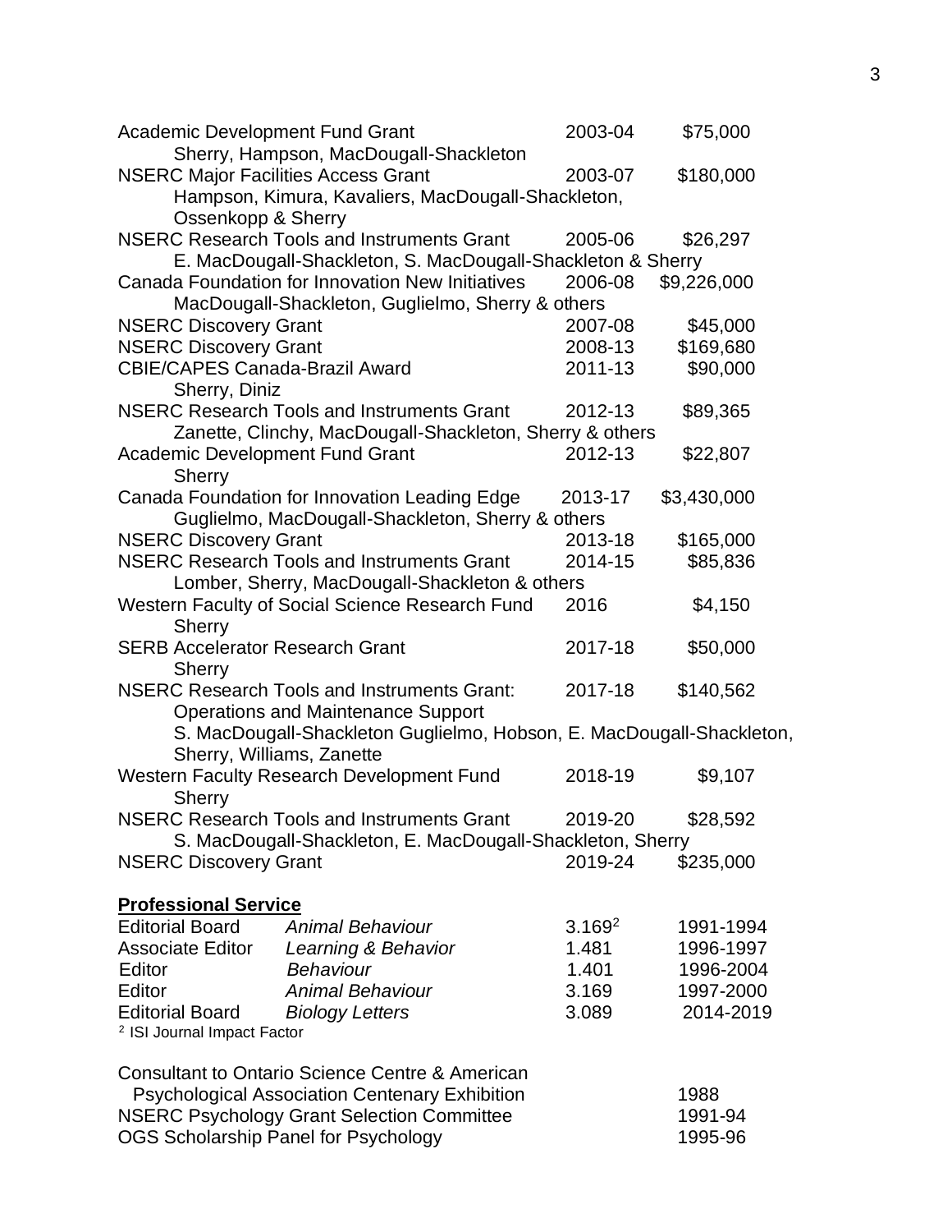| Grant | Years | Amount |
|---|---|---|
| Academic Development Fund Grant<br>Sherry, Hampson, MacDougall-Shackleton | 2003-04 | $75,000 |
| NSERC Major Facilities Access Grant<br>Hampson, Kimura, Kavaliers, MacDougall-Shackleton, Ossenkopp & Sherry | 2003-07 | $180,000 |
| NSERC Research Tools and Instruments Grant<br>E. MacDougall-Shackleton, S. MacDougall-Shackleton & Sherry | 2005-06 | $26,297 |
| Canada Foundation for Innovation New Initiatives<br>MacDougall-Shackleton, Guglielmo, Sherry & others | 2006-08 | $9,226,000 |
| NSERC Discovery Grant | 2007-08 | $45,000 |
| NSERC Discovery Grant | 2008-13 | $169,680 |
| CBIE/CAPES Canada-Brazil Award<br>Sherry, Diniz | 2011-13 | $90,000 |
| NSERC Research Tools and Instruments Grant<br>Zanette, Clinchy, MacDougall-Shackleton, Sherry & others | 2012-13 | $89,365 |
| Academic Development Fund Grant<br>Sherry | 2012-13 | $22,807 |
| Canada Foundation for Innovation Leading Edge<br>Guglielmo, MacDougall-Shackleton, Sherry & others | 2013-17 | $3,430,000 |
| NSERC Discovery Grant | 2013-18 | $165,000 |
| NSERC Research Tools and Instruments Grant<br>Lomber, Sherry, MacDougall-Shackleton & others | 2014-15 | $85,836 |
| Western Faculty of Social Science Research Fund<br>Sherry | 2016 | $4,150 |
| SERB Accelerator Research Grant<br>Sherry | 2017-18 | $50,000 |
| NSERC Research Tools and Instruments Grant: Operations and Maintenance Support<br>S. MacDougall-Shackleton Guglielmo, Hobson, E. MacDougall-Shackleton, Sherry, Williams, Zanette | 2017-18 | $140,562 |
| Western Faculty Research Development Fund<br>Sherry | 2018-19 | $9,107 |
| NSERC Research Tools and Instruments Grant<br>S. MacDougall-Shackleton, E. MacDougall-Shackleton, Sherry | 2019-20 | $28,592 |
| NSERC Discovery Grant | 2019-24 | $235,000 |

## **Professional Service**

| Role | Journal | Impact Factor | Years |
|---|---|---|---|
| Editorial Board | *Animal Behaviour* | 3.169[2] | 1991-1994 |
| Associate Editor | *Learning & Behavior* | 1.481 | 1996-1997 |
| Editor | *Behaviour* | 1.401 | 1996-2004 |
| Editor | *Animal Behaviour* | 3.169 | 1997-2000 |
| Editorial Board | *Biology Letters* | 3.089 | 2014-2019 |

[2] ISI Journal Impact Factor

| Service | Years |
|---|---|
| Consultant to Ontario Science Centre & American Psychological Association Centenary Exhibition | 1988 |
| NSERC Psychology Grant Selection Committee | 1991-94 |
| OGS Scholarship Panel for Psychology | 1995-96 |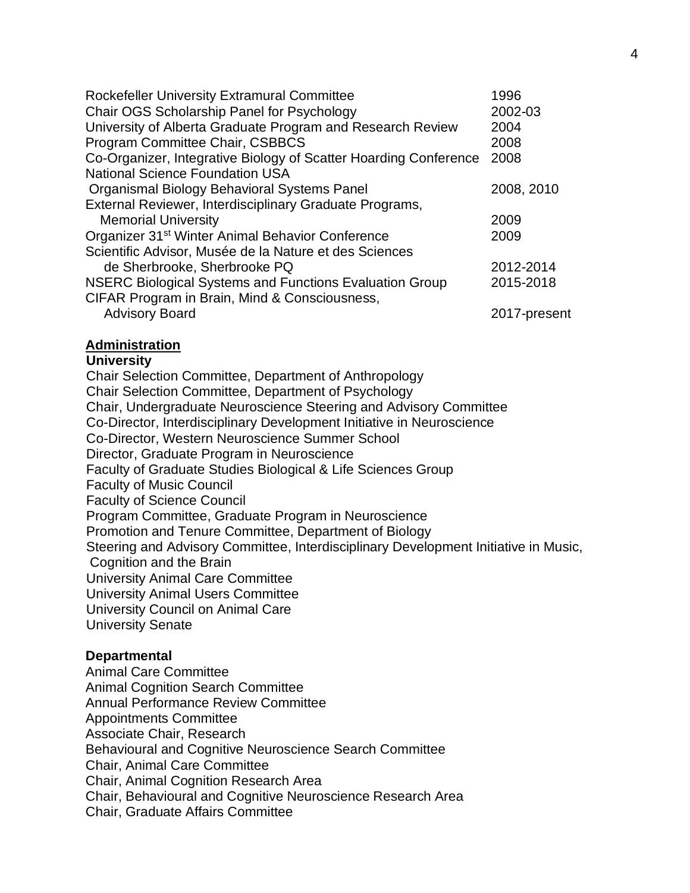| | |
|---|---|
| Rockefeller University Extramural Committee | 1996 |
| Chair OGS Scholarship Panel for Psychology | 2002-03 |
| University of Alberta Graduate Program and Research Review | 2004 |
| Program Committee Chair, CSBBCS | 2008 |
| Co-Organizer, Integrative Biology of Scatter Hoarding Conference | 2008 |
| National Science Foundation USA Organismal Biology Behavioral Systems Panel | 2008, 2010 |
| External Reviewer, Interdisciplinary Graduate Programs, Memorial University | 2009 |
| Organizer 31st Winter Animal Behavior Conference | 2009 |
| Scientific Advisor, Musée de la Nature et des Sciences de Sherbrooke, Sherbrooke PQ | 2012-2014 |
| NSERC Biological Systems and Functions Evaluation Group | 2015-2018 |
| CIFAR Program in Brain, Mind & Consciousness, Advisory Board | 2017-present |

## Administration

### University

Chair Selection Committee, Department of Anthropology
Chair Selection Committee, Department of Psychology
Chair, Undergraduate Neuroscience Steering and Advisory Committee
Co-Director, Interdisciplinary Development Initiative in Neuroscience
Co-Director, Western Neuroscience Summer School
Director, Graduate Program in Neuroscience
Faculty of Graduate Studies Biological & Life Sciences Group
Faculty of Music Council
Faculty of Science Council
Program Committee, Graduate Program in Neuroscience
Promotion and Tenure Committee, Department of Biology
Steering and Advisory Committee, Interdisciplinary Development Initiative in Music, Cognition and the Brain
University Animal Care Committee
University Animal Users Committee
University Council on Animal Care
University Senate

### Departmental

Animal Care Committee
Animal Cognition Search Committee
Annual Performance Review Committee
Appointments Committee
Associate Chair, Research
Behavioural and Cognitive Neuroscience Search Committee
Chair, Animal Care Committee
Chair, Animal Cognition Research Area
Chair, Behavioural and Cognitive Neuroscience Research Area
Chair, Graduate Affairs Committee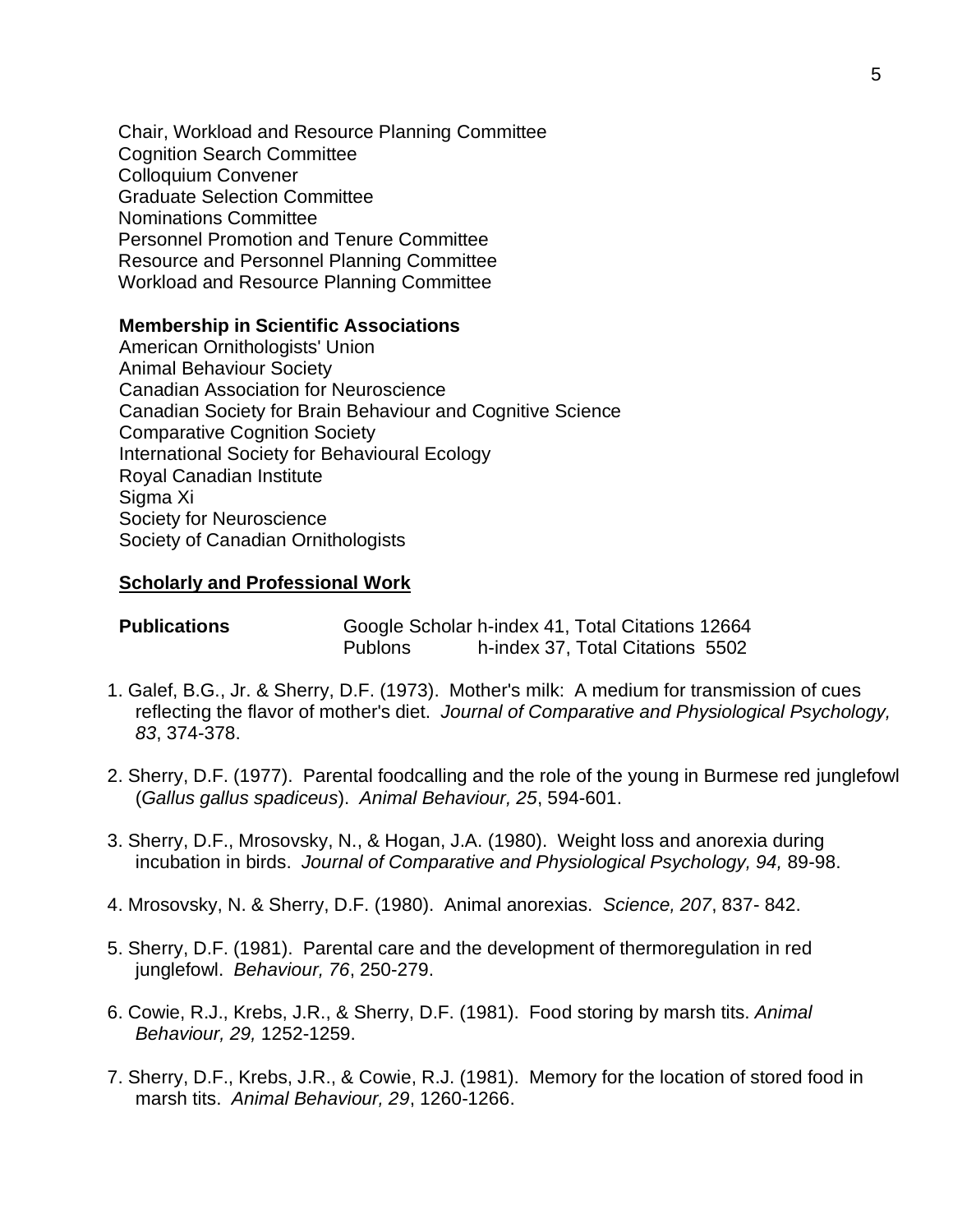Chair, Workload and Resource Planning Committee
Cognition Search Committee
Colloquium Convener
Graduate Selection Committee
Nominations Committee
Personnel Promotion and Tenure Committee
Resource and Personnel Planning Committee
Workload and Resource Planning Committee

**Membership in Scientific Associations**

American Ornithologists' Union
Animal Behaviour Society
Canadian Association for Neuroscience
Canadian Society for Brain Behaviour and Cognitive Science
Comparative Cognition Society
International Society for Behavioural Ecology
Royal Canadian Institute
Sigma Xi
Society for Neuroscience
Society of Canadian Ornithologists

## <u>Scholarly and Professional Work</u>

**Publications** Google Scholar h-index 41, Total Citations 12664
Publons h-index 37, Total Citations 5502

1. Galef, B.G., Jr. & Sherry, D.F. (1973). Mother's milk: A medium for transmission of cues reflecting the flavor of mother's diet. *Journal of Comparative and Physiological Psychology, 83*, 374-378.

2. Sherry, D.F. (1977). Parental foodcalling and the role of the young in Burmese red junglefowl (*Gallus gallus spadiceus*). *Animal Behaviour, 25*, 594-601.

3. Sherry, D.F., Mrosovsky, N., & Hogan, J.A. (1980). Weight loss and anorexia during incubation in birds. *Journal of Comparative and Physiological Psychology, 94,* 89-98.

4. Mrosovsky, N. & Sherry, D.F. (1980). Animal anorexias. *Science, 207*, 837- 842.

5. Sherry, D.F. (1981). Parental care and the development of thermoregulation in red junglefowl. *Behaviour, 76*, 250-279.

6. Cowie, R.J., Krebs, J.R., & Sherry, D.F. (1981). Food storing by marsh tits. *Animal Behaviour, 29,* 1252-1259.

7. Sherry, D.F., Krebs, J.R., & Cowie, R.J. (1981). Memory for the location of stored food in marsh tits. *Animal Behaviour, 29*, 1260-1266.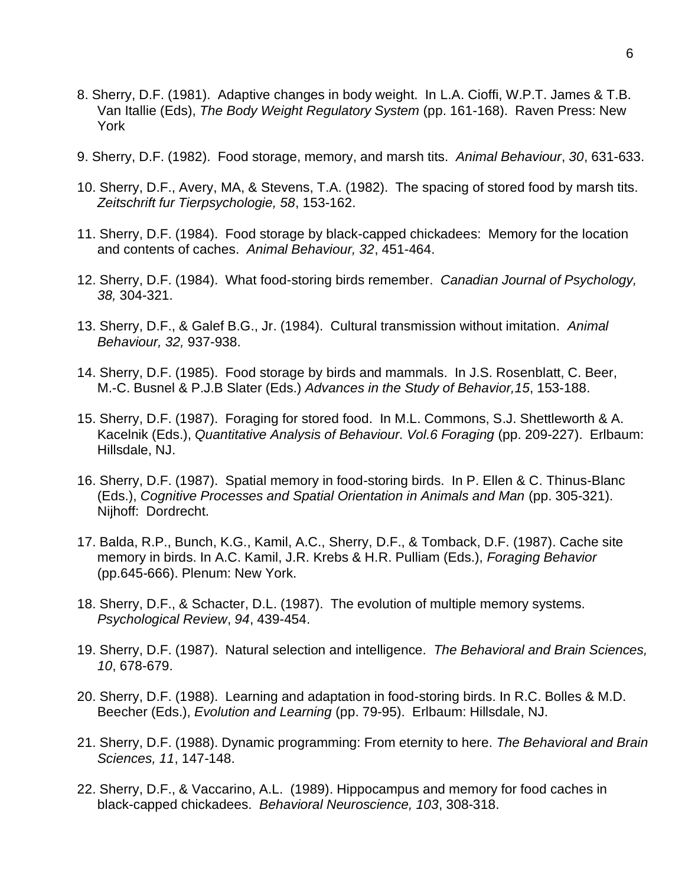8. Sherry, D.F. (1981). Adaptive changes in body weight. In L.A. Cioffi, W.P.T. James & T.B. Van Itallie (Eds), *The Body Weight Regulatory System* (pp. 161-168). Raven Press: New York

9. Sherry, D.F. (1982). Food storage, memory, and marsh tits. *Animal Behaviour*, *30*, 631-633.

10. Sherry, D.F., Avery, MA, & Stevens, T.A. (1982). The spacing of stored food by marsh tits. *Zeitschrift fur Tierpsychologie, 58*, 153-162.

11. Sherry, D.F. (1984). Food storage by black-capped chickadees: Memory for the location and contents of caches. *Animal Behaviour, 32*, 451-464.

12. Sherry, D.F. (1984). What food-storing birds remember. *Canadian Journal of Psychology, 38,* 304-321.

13. Sherry, D.F., & Galef B.G., Jr. (1984). Cultural transmission without imitation. *Animal Behaviour, 32,* 937-938.

14. Sherry, D.F. (1985). Food storage by birds and mammals. In J.S. Rosenblatt, C. Beer, M.-C. Busnel & P.J.B Slater (Eds.) *Advances in the Study of Behavior,15*, 153-188.

15. Sherry, D.F. (1987). Foraging for stored food. In M.L. Commons, S.J. Shettleworth & A. Kacelnik (Eds.), *Quantitative Analysis of Behaviour. Vol.6 Foraging* (pp. 209-227). Erlbaum: Hillsdale, NJ.

16. Sherry, D.F. (1987). Spatial memory in food-storing birds. In P. Ellen & C. Thinus-Blanc (Eds.), *Cognitive Processes and Spatial Orientation in Animals and Man* (pp. 305-321). Nijhoff: Dordrecht.

17. Balda, R.P., Bunch, K.G., Kamil, A.C., Sherry, D.F., & Tomback, D.F. (1987). Cache site memory in birds. In A.C. Kamil, J.R. Krebs & H.R. Pulliam (Eds.), *Foraging Behavior* (pp.645-666). Plenum: New York.

18. Sherry, D.F., & Schacter, D.L. (1987). The evolution of multiple memory systems. *Psychological Review*, *94*, 439-454.

19. Sherry, D.F. (1987). Natural selection and intelligence. *The Behavioral and Brain Sciences, 10*, 678-679.

20. Sherry, D.F. (1988). Learning and adaptation in food-storing birds. In R.C. Bolles & M.D. Beecher (Eds.), *Evolution and Learning* (pp. 79-95). Erlbaum: Hillsdale, NJ.

21. Sherry, D.F. (1988). Dynamic programming: From eternity to here. *The Behavioral and Brain Sciences, 11*, 147-148.

22. Sherry, D.F., & Vaccarino, A.L. (1989). Hippocampus and memory for food caches in black-capped chickadees. *Behavioral Neuroscience, 103*, 308-318.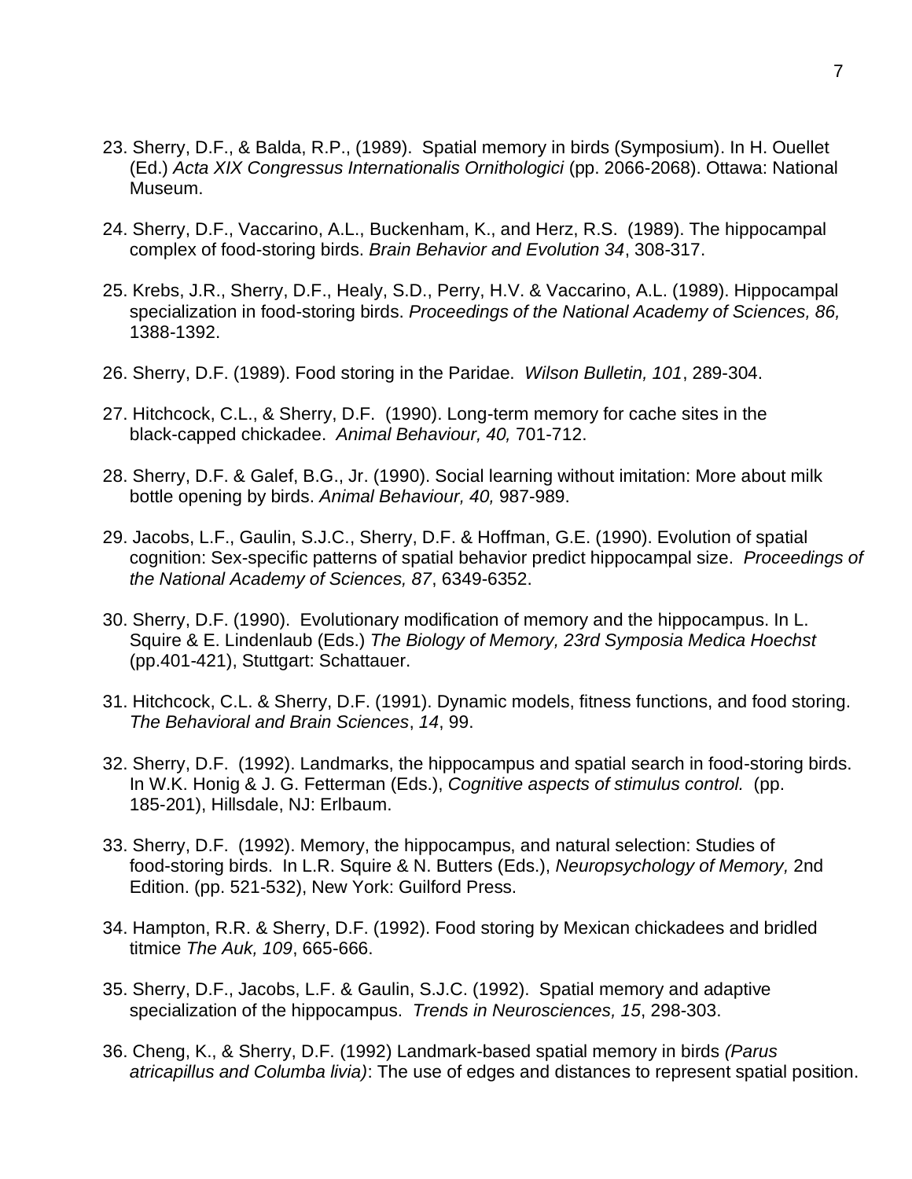23. Sherry, D.F., & Balda, R.P., (1989). Spatial memory in birds (Symposium). In H. Ouellet (Ed.) *Acta XIX Congressus Internationalis Ornithologici* (pp. 2066-2068). Ottawa: National Museum.

24. Sherry, D.F., Vaccarino, A.L., Buckenham, K., and Herz, R.S. (1989). The hippocampal complex of food-storing birds. *Brain Behavior and Evolution 34*, 308-317.

25. Krebs, J.R., Sherry, D.F., Healy, S.D., Perry, H.V. & Vaccarino, A.L. (1989). Hippocampal specialization in food-storing birds. *Proceedings of the National Academy of Sciences, 86,* 1388-1392.

26. Sherry, D.F. (1989). Food storing in the Paridae. *Wilson Bulletin, 101*, 289-304.

27. Hitchcock, C.L., & Sherry, D.F. (1990). Long-term memory for cache sites in the black-capped chickadee. *Animal Behaviour, 40,* 701-712.

28. Sherry, D.F. & Galef, B.G., Jr. (1990). Social learning without imitation: More about milk bottle opening by birds. *Animal Behaviour, 40,* 987-989.

29. Jacobs, L.F., Gaulin, S.J.C., Sherry, D.F. & Hoffman, G.E. (1990). Evolution of spatial cognition: Sex-specific patterns of spatial behavior predict hippocampal size. *Proceedings of the National Academy of Sciences, 87*, 6349-6352.

30. Sherry, D.F. (1990). Evolutionary modification of memory and the hippocampus. In L. Squire & E. Lindenlaub (Eds.) *The Biology of Memory, 23rd Symposia Medica Hoechst* (pp.401-421), Stuttgart: Schattauer.

31. Hitchcock, C.L. & Sherry, D.F. (1991). Dynamic models, fitness functions, and food storing. *The Behavioral and Brain Sciences*, *14*, 99.

32. Sherry, D.F. (1992). Landmarks, the hippocampus and spatial search in food-storing birds. In W.K. Honig & J. G. Fetterman (Eds.), *Cognitive aspects of stimulus control.* (pp. 185-201), Hillsdale, NJ: Erlbaum.

33. Sherry, D.F. (1992). Memory, the hippocampus, and natural selection: Studies of food-storing birds. In L.R. Squire & N. Butters (Eds.), *Neuropsychology of Memory,* 2nd Edition. (pp. 521-532), New York: Guilford Press.

34. Hampton, R.R. & Sherry, D.F. (1992). Food storing by Mexican chickadees and bridled titmice *The Auk, 109*, 665-666.

35. Sherry, D.F., Jacobs, L.F. & Gaulin, S.J.C. (1992). Spatial memory and adaptive specialization of the hippocampus. *Trends in Neurosciences, 15*, 298-303.

36. Cheng, K., & Sherry, D.F. (1992) Landmark-based spatial memory in birds *(Parus atricapillus and Columba livia)*: The use of edges and distances to represent spatial position.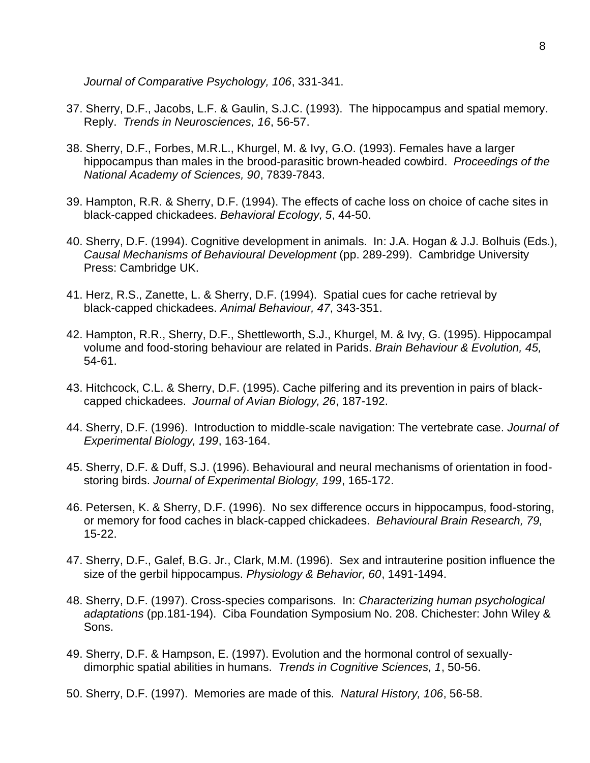*Journal of Comparative Psychology, 106*, 331-341.

37. Sherry, D.F., Jacobs, L.F. & Gaulin, S.J.C. (1993). The hippocampus and spatial memory. Reply. *Trends in Neurosciences, 16*, 56-57.

38. Sherry, D.F., Forbes, M.R.L., Khurgel, M. & Ivy, G.O. (1993). Females have a larger hippocampus than males in the brood-parasitic brown-headed cowbird. *Proceedings of the National Academy of Sciences, 90*, 7839-7843.

39. Hampton, R.R. & Sherry, D.F. (1994). The effects of cache loss on choice of cache sites in black-capped chickadees. *Behavioral Ecology, 5*, 44-50.

40. Sherry, D.F. (1994). Cognitive development in animals. In: J.A. Hogan & J.J. Bolhuis (Eds.), *Causal Mechanisms of Behavioural Development* (pp. 289-299). Cambridge University Press: Cambridge UK.

41. Herz, R.S., Zanette, L. & Sherry, D.F. (1994). Spatial cues for cache retrieval by black-capped chickadees. *Animal Behaviour, 47*, 343-351.

42. Hampton, R.R., Sherry, D.F., Shettleworth, S.J., Khurgel, M. & Ivy, G. (1995). Hippocampal volume and food-storing behaviour are related in Parids. *Brain Behaviour & Evolution, 45,* 54-61.

43. Hitchcock, C.L. & Sherry, D.F. (1995). Cache pilfering and its prevention in pairs of black-capped chickadees. *Journal of Avian Biology, 26*, 187-192.

44. Sherry, D.F. (1996). Introduction to middle-scale navigation: The vertebrate case. *Journal of Experimental Biology, 199*, 163-164.

45. Sherry, D.F. & Duff, S.J. (1996). Behavioural and neural mechanisms of orientation in food-storing birds. *Journal of Experimental Biology, 199*, 165-172.

46. Petersen, K. & Sherry, D.F. (1996). No sex difference occurs in hippocampus, food-storing, or memory for food caches in black-capped chickadees. *Behavioural Brain Research, 79,* 15-22.

47. Sherry, D.F., Galef, B.G. Jr., Clark, M.M. (1996). Sex and intrauterine position influence the size of the gerbil hippocampus. *Physiology & Behavior, 60*, 1491-1494.

48. Sherry, D.F. (1997). Cross-species comparisons. In: *Characterizing human psychological adaptations* (pp.181-194). Ciba Foundation Symposium No. 208. Chichester: John Wiley & Sons.

49. Sherry, D.F. & Hampson, E. (1997). Evolution and the hormonal control of sexually-dimorphic spatial abilities in humans. *Trends in Cognitive Sciences, 1*, 50-56.

50. Sherry, D.F. (1997). Memories are made of this. *Natural History, 106*, 56-58.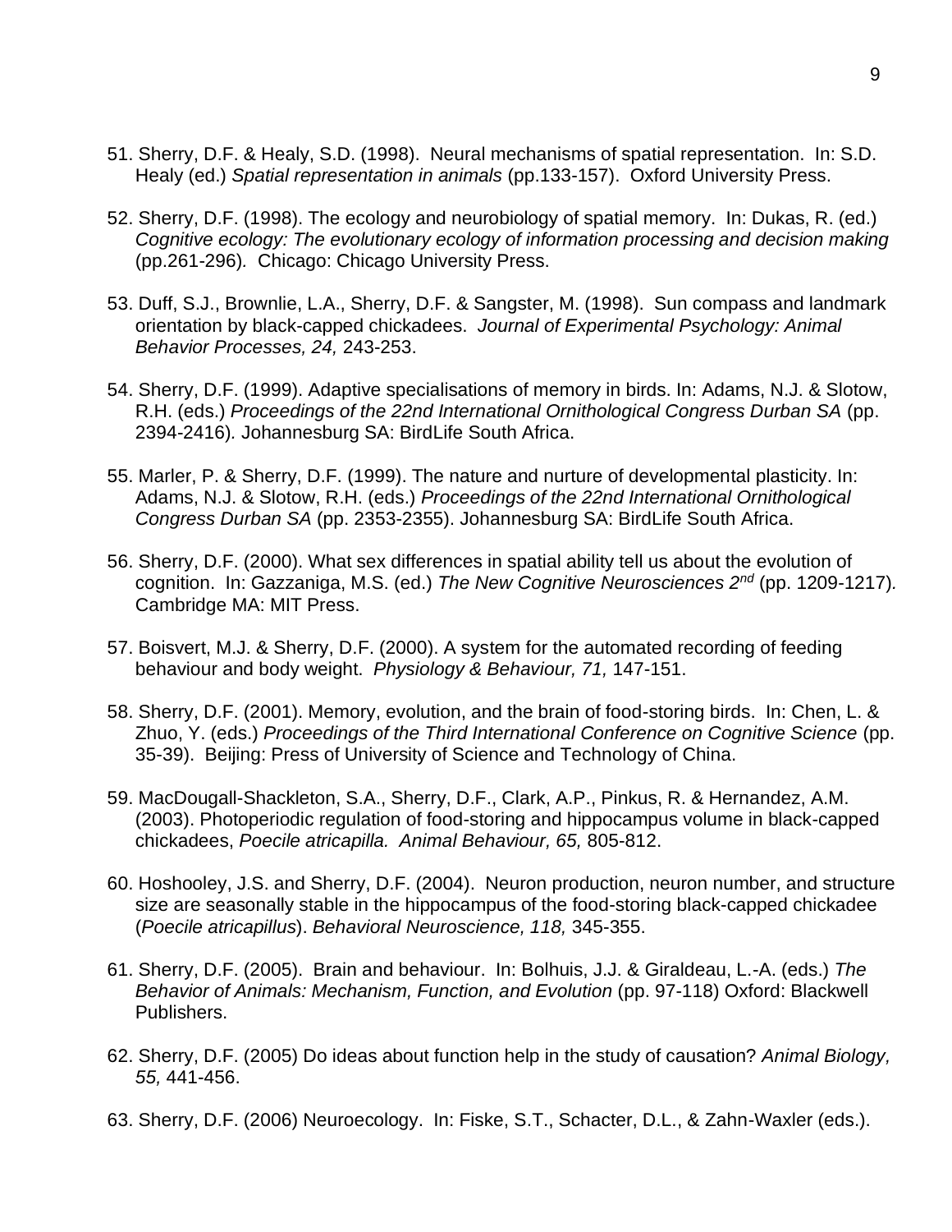51. Sherry, D.F. & Healy, S.D. (1998). Neural mechanisms of spatial representation. In: S.D. Healy (ed.) *Spatial representation in animals* (pp.133-157). Oxford University Press.

52. Sherry, D.F. (1998). The ecology and neurobiology of spatial memory. In: Dukas, R. (ed.) *Cognitive ecology: The evolutionary ecology of information processing and decision making* (pp.261-296). Chicago: Chicago University Press.

53. Duff, S.J., Brownlie, L.A., Sherry, D.F. & Sangster, M. (1998). Sun compass and landmark orientation by black-capped chickadees. *Journal of Experimental Psychology: Animal Behavior Processes, 24,* 243-253.

54. Sherry, D.F. (1999). Adaptive specialisations of memory in birds. In: Adams, N.J. & Slotow, R.H. (eds.) *Proceedings of the 22nd International Ornithological Congress Durban SA* (pp. 2394-2416). Johannesburg SA: BirdLife South Africa.

55. Marler, P. & Sherry, D.F. (1999). The nature and nurture of developmental plasticity. In: Adams, N.J. & Slotow, R.H. (eds.) *Proceedings of the 22nd International Ornithological Congress Durban SA* (pp. 2353-2355). Johannesburg SA: BirdLife South Africa.

56. Sherry, D.F. (2000). What sex differences in spatial ability tell us about the evolution of cognition. In: Gazzaniga, M.S. (ed.) *The New Cognitive Neurosciences 2nd* (pp. 1209-1217). Cambridge MA: MIT Press.

57. Boisvert, M.J. & Sherry, D.F. (2000). A system for the automated recording of feeding behaviour and body weight. *Physiology & Behaviour, 71,* 147-151.

58. Sherry, D.F. (2001). Memory, evolution, and the brain of food-storing birds. In: Chen, L. & Zhuo, Y. (eds.) *Proceedings of the Third International Conference on Cognitive Science* (pp. 35-39). Beijing: Press of University of Science and Technology of China.

59. MacDougall-Shackleton, S.A., Sherry, D.F., Clark, A.P., Pinkus, R. & Hernandez, A.M. (2003). Photoperiodic regulation of food-storing and hippocampus volume in black-capped chickadees, *Poecile atricapilla. Animal Behaviour, 65,* 805-812.

60. Hoshooley, J.S. and Sherry, D.F. (2004). Neuron production, neuron number, and structure size are seasonally stable in the hippocampus of the food-storing black-capped chickadee (*Poecile atricapillus*). *Behavioral Neuroscience, 118,* 345-355.

61. Sherry, D.F. (2005). Brain and behaviour. In: Bolhuis, J.J. & Giraldeau, L.-A. (eds.) *The Behavior of Animals: Mechanism, Function, and Evolution* (pp. 97-118) Oxford: Blackwell Publishers.

62. Sherry, D.F. (2005) Do ideas about function help in the study of causation? *Animal Biology, 55,* 441-456.

63. Sherry, D.F. (2006) Neuroecology. In: Fiske, S.T., Schacter, D.L., & Zahn-Waxler (eds.).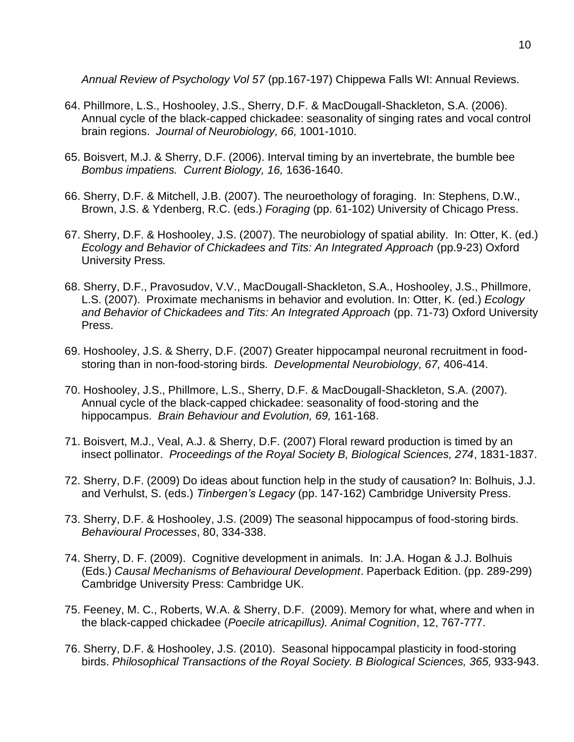*Annual Review of Psychology Vol 57* (pp.167-197) Chippewa Falls WI: Annual Reviews.

64. Phillmore, L.S., Hoshooley, J.S., Sherry, D.F. & MacDougall-Shackleton, S.A. (2006). Annual cycle of the black-capped chickadee: seasonality of singing rates and vocal control brain regions. *Journal of Neurobiology, 66,* 1001-1010.

65. Boisvert, M.J. & Sherry, D.F. (2006). Interval timing by an invertebrate, the bumble bee *Bombus impatiens. Current Biology, 16,* 1636-1640.

66. Sherry, D.F. & Mitchell, J.B. (2007). The neuroethology of foraging. In: Stephens, D.W., Brown, J.S. & Ydenberg, R.C. (eds.) *Foraging* (pp. 61-102) University of Chicago Press.

67. Sherry, D.F. & Hoshooley, J.S. (2007). The neurobiology of spatial ability. In: Otter, K. (ed.) *Ecology and Behavior of Chickadees and Tits: An Integrated Approach* (pp.9-23) Oxford University Press*.*

68. Sherry, D.F., Pravosudov, V.V., MacDougall-Shackleton, S.A., Hoshooley, J.S., Phillmore, L.S. (2007). Proximate mechanisms in behavior and evolution. In: Otter, K. (ed.) *Ecology and Behavior of Chickadees and Tits: An Integrated Approach* (pp. 71-73) Oxford University Press.

69. Hoshooley, J.S. & Sherry, D.F. (2007) Greater hippocampal neuronal recruitment in food-storing than in non-food-storing birds*. Developmental Neurobiology, 67,* 406-414.

70. Hoshooley, J.S., Phillmore, L.S., Sherry, D.F. & MacDougall-Shackleton, S.A. (2007). Annual cycle of the black-capped chickadee: seasonality of food-storing and the hippocampus. *Brain Behaviour and Evolution, 69,* 161-168.

71. Boisvert, M.J., Veal, A.J. & Sherry, D.F. (2007) Floral reward production is timed by an insect pollinator. *Proceedings of the Royal Society B, Biological Sciences, 274*, 1831-1837.

72. Sherry, D.F. (2009) Do ideas about function help in the study of causation? In: Bolhuis, J.J. and Verhulst, S. (eds.) *Tinbergen's Legacy* (pp. 147-162) Cambridge University Press.

73. Sherry, D.F. & Hoshooley, J.S. (2009) The seasonal hippocampus of food-storing birds. *Behavioural Processes*, 80, 334-338.

74. Sherry, D. F. (2009). Cognitive development in animals. In: J.A. Hogan & J.J. Bolhuis (Eds.) *Causal Mechanisms of Behavioural Development*. Paperback Edition. (pp. 289-299) Cambridge University Press: Cambridge UK.

75. Feeney, M. C., Roberts, W.A. & Sherry, D.F. (2009). Memory for what, where and when in the black-capped chickadee (*Poecile atricapillus). Animal Cognition*, 12, 767-777.

76. Sherry, D.F. & Hoshooley, J.S. (2010). Seasonal hippocampal plasticity in food-storing birds. *Philosophical Transactions of the Royal Society. B Biological Sciences, 365,* 933-943.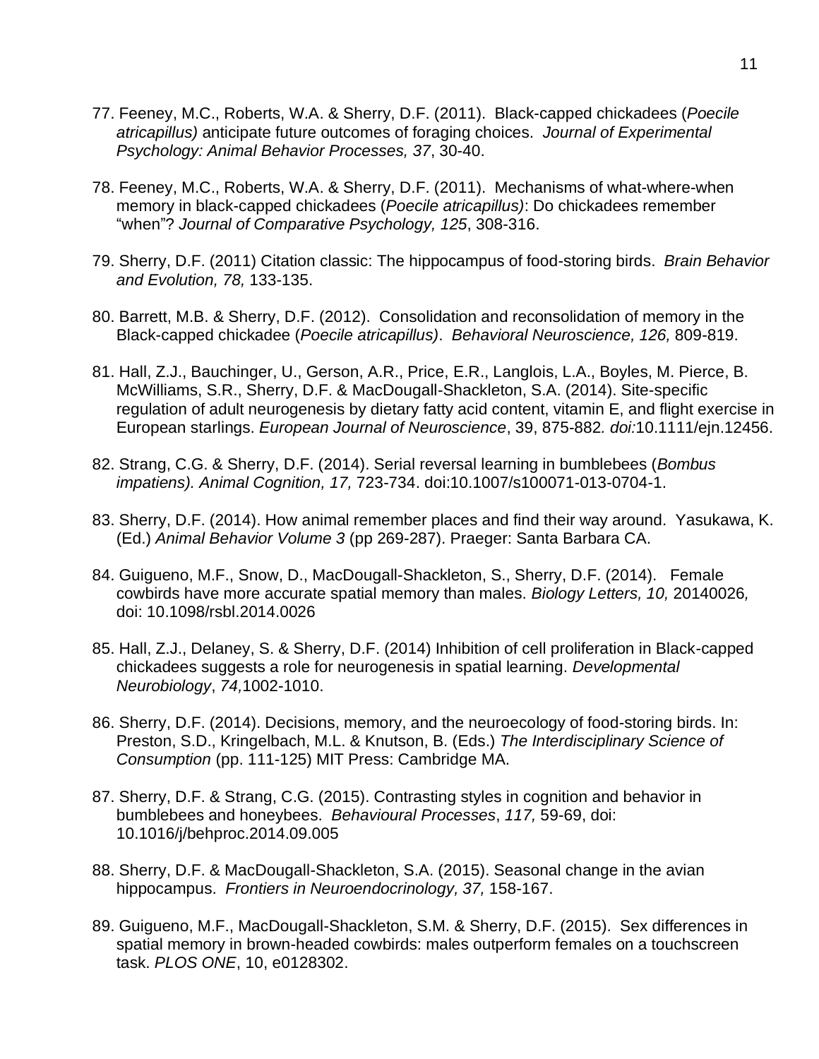77. Feeney, M.C., Roberts, W.A. & Sherry, D.F. (2011). Black-capped chickadees (*Poecile atricapillus)* anticipate future outcomes of foraging choices. *Journal of Experimental Psychology: Animal Behavior Processes, 37*, 30-40.

78. Feeney, M.C., Roberts, W.A. & Sherry, D.F. (2011). Mechanisms of what-where-when memory in black-capped chickadees (*Poecile atricapillus)*: Do chickadees remember "when"? *Journal of Comparative Psychology, 125*, 308-316.

79. Sherry, D.F. (2011) Citation classic: The hippocampus of food-storing birds. *Brain Behavior and Evolution, 78,* 133-135.

80. Barrett, M.B. & Sherry, D.F. (2012). Consolidation and reconsolidation of memory in the Black-capped chickadee (*Poecile atricapillus)*. *Behavioral Neuroscience, 126,* 809-819.

81. Hall, Z.J., Bauchinger, U., Gerson, A.R., Price, E.R., Langlois, L.A., Boyles, M. Pierce, B. McWilliams, S.R., Sherry, D.F. & MacDougall-Shackleton, S.A. (2014). Site-specific regulation of adult neurogenesis by dietary fatty acid content, vitamin E, and flight exercise in European starlings. *European Journal of Neuroscience*, 39, 875-882*. doi:*10.1111/ejn.12456.

82. Strang, C.G. & Sherry, D.F. (2014). Serial reversal learning in bumblebees (*Bombus impatiens). Animal Cognition, 17,* 723-734. doi:10.1007/s100071-013-0704-1.

83. Sherry, D.F. (2014). How animal remember places and find their way around. Yasukawa, K. (Ed.) *Animal Behavior Volume 3* (pp 269-287). Praeger: Santa Barbara CA.

84. Guigueno, M.F., Snow, D., MacDougall-Shackleton, S., Sherry, D.F. (2014). Female cowbirds have more accurate spatial memory than males. *Biology Letters, 10,* 20140026*,* doi: 10.1098/rsbl.2014.0026

85. Hall, Z.J., Delaney, S. & Sherry, D.F. (2014) Inhibition of cell proliferation in Black-capped chickadees suggests a role for neurogenesis in spatial learning. *Developmental Neurobiology*, *74,*1002-1010.

86. Sherry, D.F. (2014). Decisions, memory, and the neuroecology of food-storing birds. In: Preston, S.D., Kringelbach, M.L. & Knutson, B. (Eds.) *The Interdisciplinary Science of Consumption* (pp. 111-125) MIT Press: Cambridge MA.

87. Sherry, D.F. & Strang, C.G. (2015). Contrasting styles in cognition and behavior in bumblebees and honeybees. *Behavioural Processes*, *117,* 59-69, doi: 10.1016/j/behproc.2014.09.005

88. Sherry, D.F. & MacDougall-Shackleton, S.A. (2015). Seasonal change in the avian hippocampus. *Frontiers in Neuroendocrinology, 37,* 158-167.

89. Guigueno, M.F., MacDougall-Shackleton, S.M. & Sherry, D.F. (2015). Sex differences in spatial memory in brown-headed cowbirds: males outperform females on a touchscreen task. *PLOS ONE*, 10, e0128302.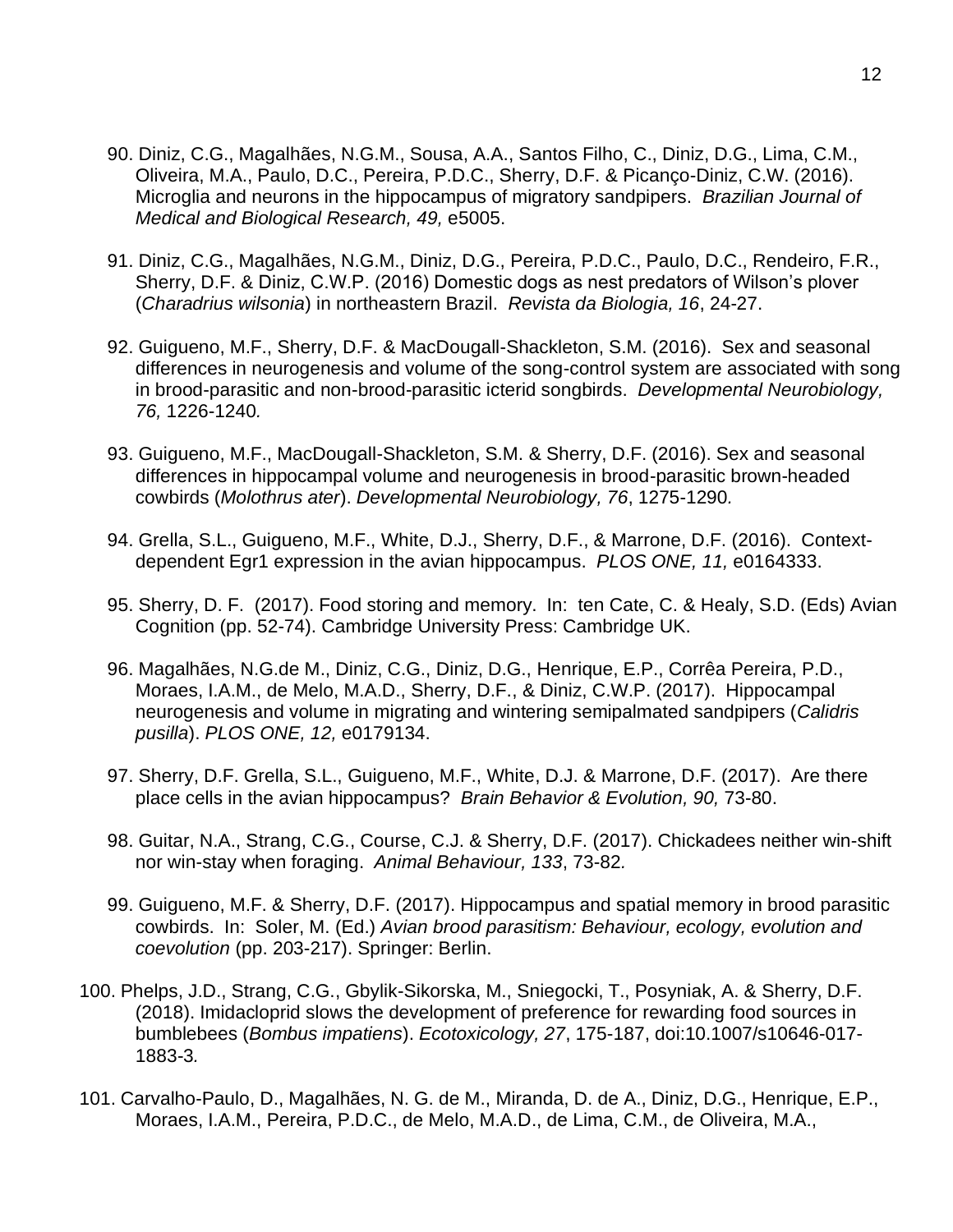90. Diniz, C.G., Magalhães, N.G.M., Sousa, A.A., Santos Filho, C., Diniz, D.G., Lima, C.M., Oliveira, M.A., Paulo, D.C., Pereira, P.D.C., Sherry, D.F. & Picanço-Diniz, C.W. (2016). Microglia and neurons in the hippocampus of migratory sandpipers. *Brazilian Journal of Medical and Biological Research, 49,* e5005.

91. Diniz, C.G., Magalhães, N.G.M., Diniz, D.G., Pereira, P.D.C., Paulo, D.C., Rendeiro, F.R., Sherry, D.F. & Diniz, C.W.P. (2016) Domestic dogs as nest predators of Wilson's plover (*Charadrius wilsonia*) in northeastern Brazil. *Revista da Biologia, 16*, 24-27.

92. Guigueno, M.F., Sherry, D.F. & MacDougall-Shackleton, S.M. (2016). Sex and seasonal differences in neurogenesis and volume of the song-control system are associated with song in brood-parasitic and non-brood-parasitic icterid songbirds. *Developmental Neurobiology, 76,* 1226-1240*.*

93. Guigueno, M.F., MacDougall-Shackleton, S.M. & Sherry, D.F. (2016). Sex and seasonal differences in hippocampal volume and neurogenesis in brood-parasitic brown-headed cowbirds (*Molothrus ater*). *Developmental Neurobiology, 76*, 1275-1290*.*

94. Grella, S.L., Guigueno, M.F., White, D.J., Sherry, D.F., & Marrone, D.F. (2016). Context-dependent Egr1 expression in the avian hippocampus. *PLOS ONE, 11,* e0164333.

95. Sherry, D. F. (2017). Food storing and memory. In: ten Cate, C. & Healy, S.D. (Eds) Avian Cognition (pp. 52-74). Cambridge University Press: Cambridge UK.

96. Magalhães, N.G.de M., Diniz, C.G., Diniz, D.G., Henrique, E.P., Corrêa Pereira, P.D., Moraes, I.A.M., de Melo, M.A.D., Sherry, D.F., & Diniz, C.W.P. (2017). Hippocampal neurogenesis and volume in migrating and wintering semipalmated sandpipers (*Calidris pusilla*). *PLOS ONE, 12,* e0179134.

97. Sherry, D.F. Grella, S.L., Guigueno, M.F., White, D.J. & Marrone, D.F. (2017). Are there place cells in the avian hippocampus? *Brain Behavior & Evolution, 90,* 73-80.

98. Guitar, N.A., Strang, C.G., Course, C.J. & Sherry, D.F. (2017). Chickadees neither win-shift nor win-stay when foraging. *Animal Behaviour, 133*, 73-82*.*

99. Guigueno, M.F. & Sherry, D.F. (2017). Hippocampus and spatial memory in brood parasitic cowbirds. In: Soler, M. (Ed.) *Avian brood parasitism: Behaviour, ecology, evolution and coevolution* (pp. 203-217). Springer: Berlin.

100. Phelps, J.D., Strang, C.G., Gbylik-Sikorska, M., Sniegocki, T., Posyniak, A. & Sherry, D.F. (2018). Imidacloprid slows the development of preference for rewarding food sources in bumblebees (*Bombus impatiens*). *Ecotoxicology, 27*, 175-187, doi:10.1007/s10646-017-1883-3*.*

101. Carvalho-Paulo, D., Magalhães, N. G. de M., Miranda, D. de A., Diniz, D.G., Henrique, E.P., Moraes, I.A.M., Pereira, P.D.C., de Melo, M.A.D., de Lima, C.M., de Oliveira, M.A.,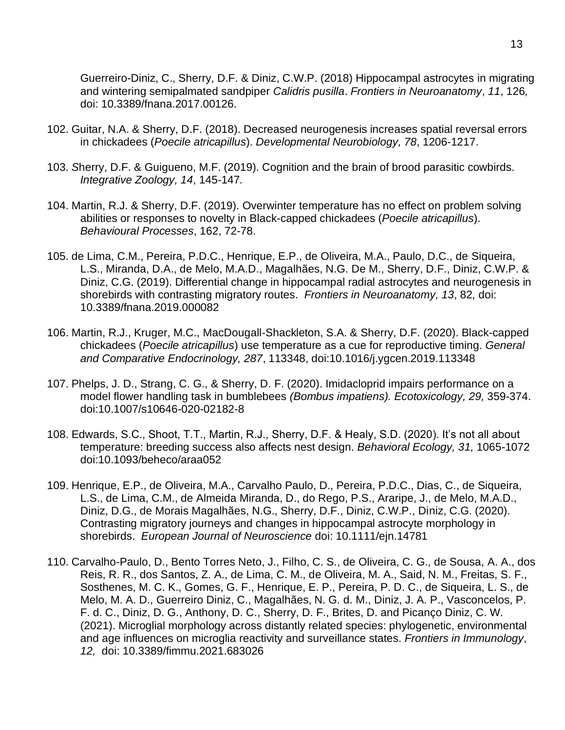Guerreiro-Diniz, C., Sherry, D.F. & Diniz, C.W.P. (2018) Hippocampal astrocytes in migrating and wintering semipalmated sandpiper *Calidris pusilla*. *Frontiers in Neuroanatomy*, *11*, 126*,* doi: 10.3389/fnana.2017.00126.

102. Guitar, N.A. & Sherry, D.F. (2018). Decreased neurogenesis increases spatial reversal errors in chickadees (*Poecile atricapillus*). *Developmental Neurobiology, 78*, 1206-1217.

103. *S*herry, D.F. & Guigueno, M.F. (2019). Cognition and the brain of brood parasitic cowbirds. *Integrative Zoology, 14*, 145-147*.*

104. Martin, R.J. & Sherry, D.F. (2019). Overwinter temperature has no effect on problem solving abilities or responses to novelty in Black-capped chickadees (*Poecile atricapillus*). *Behavioural Processes*, 162, 72-78.

105. de Lima, C.M., Pereira, P.D.C., Henrique, E.P., de Oliveira, M.A., Paulo, D.C., de Siqueira, L.S., Miranda, D.A., de Melo, M.A.D., Magalhães, N.G. De M., Sherry, D.F., Diniz, C.W.P. & Diniz, C.G. (2019). Differential change in hippocampal radial astrocytes and neurogenesis in shorebirds with contrasting migratory routes. *Frontiers in Neuroanatomy, 13*, 82*,* doi: 10.3389/fnana.2019.000082

106. Martin, R.J., Kruger, M.C., MacDougall-Shackleton, S.A. & Sherry, D.F. (2020). Black-capped chickadees (*Poecile atricapillus*) use temperature as a cue for reproductive timing. *General and Comparative Endocrinology, 287*, 113348, doi:10.1016/j.ygcen.2019.113348

107. Phelps, J. D., Strang, C. G., & Sherry, D. F. (2020). Imidacloprid impairs performance on a model flower handling task in bumblebees *(Bombus impatiens). Ecotoxicology, 29,* 359-374. doi:10.1007/s10646-020-02182-8

108. Edwards, S.C., Shoot, T.T., Martin, R.J., Sherry, D.F. & Healy, S.D. (2020). It's not all about temperature: breeding success also affects nest design. *Behavioral Ecology, 31,* 1065-1072 doi:10.1093/beheco/araa052

109. Henrique, E.P., de Oliveira, M.A., Carvalho Paulo, D., Pereira, P.D.C., Dias, C., de Siqueira, L.S., de Lima, C.M., de Almeida Miranda, D., do Rego, P.S., Araripe, J., de Melo, M.A.D., Diniz, D.G., de Morais Magalhães, N.G., Sherry, D.F., Diniz, C.W.P., Diniz, C.G. (2020). Contrasting migratory journeys and changes in hippocampal astrocyte morphology in shorebirds. *European Journal of Neuroscience* doi: 10.1111/ejn.14781

110. Carvalho-Paulo, D., Bento Torres Neto, J., Filho, C. S., de Oliveira, C. G., de Sousa, A. A., dos Reis, R. R., dos Santos, Z. A., de Lima, C. M., de Oliveira, M. A., Said, N. M., Freitas, S. F., Sosthenes, M. C. K., Gomes, G. F., Henrique, E. P., Pereira, P. D. C., de Siqueira, L. S., de Melo, M. A. D., Guerreiro Diniz, C., Magalhães, N. G. d. M., Diniz, J. A. P., Vasconcelos, P. F. d. C., Diniz, D. G., Anthony, D. C., Sherry, D. F., Brites, D. and Picanço Diniz, C. W. (2021). Microglial morphology across distantly related species: phylogenetic, environmental and age influences on microglia reactivity and surveillance states. *Frontiers in Immunology*, *12,* doi: 10.3389/fimmu.2021.683026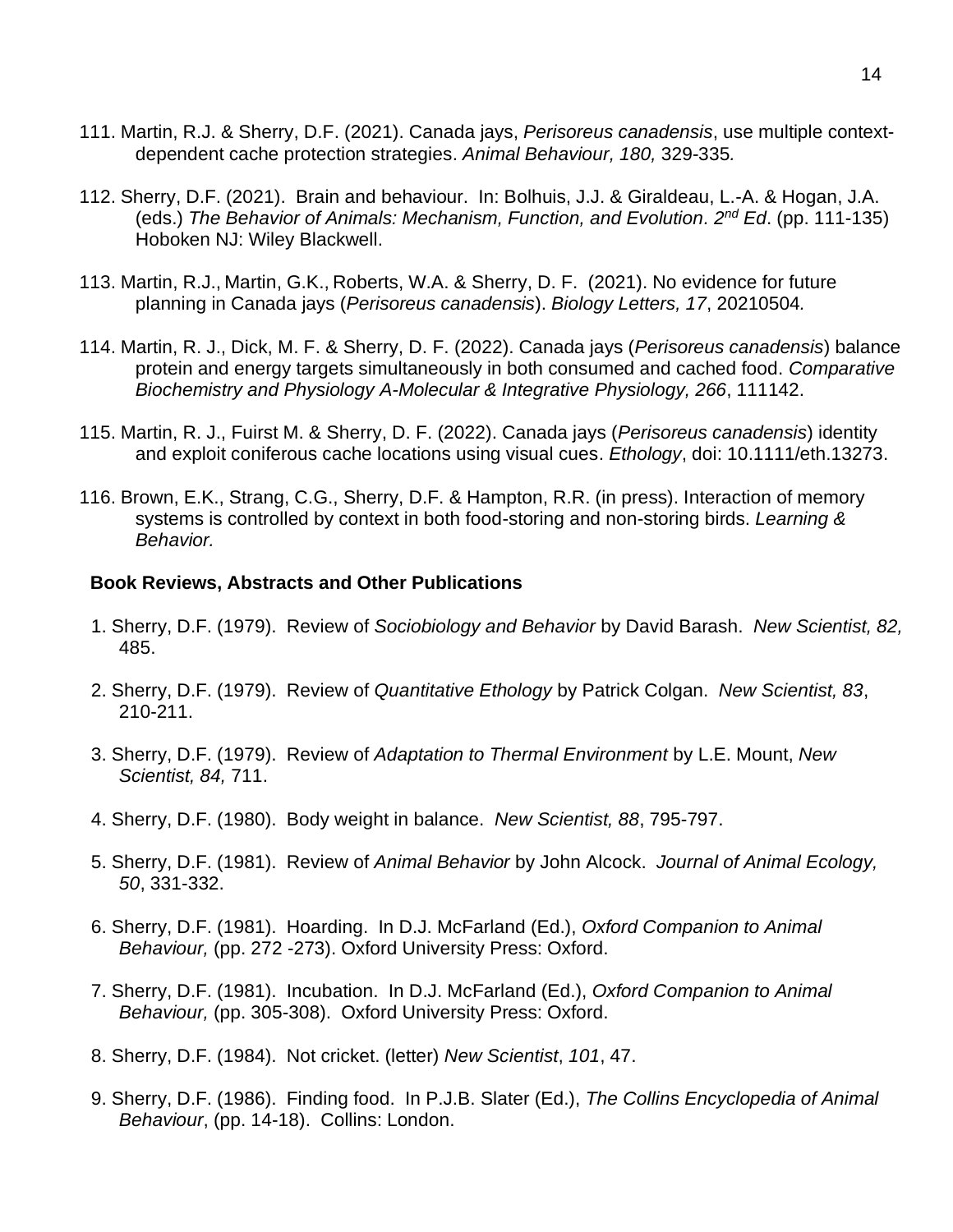111. Martin, R.J. & Sherry, D.F. (2021). Canada jays, *Perisoreus canadensis*, use multiple context-dependent cache protection strategies. *Animal Behaviour, 180,* 329-335*.*

112. Sherry, D.F. (2021). Brain and behaviour. In: Bolhuis, J.J. & Giraldeau, L.-A. & Hogan, J.A. (eds.) *The Behavior of Animals: Mechanism, Function, and Evolution. 2nd Ed*. (pp. 111-135) Hoboken NJ: Wiley Blackwell.

113. Martin, R.J., Martin, G.K., Roberts, W.A. & Sherry, D. F. (2021). No evidence for future planning in Canada jays (*Perisoreus canadensis*). *Biology Letters, 17*, 20210504*.*

114. Martin, R. J., Dick, M. F. & Sherry, D. F. (2022). Canada jays (*Perisoreus canadensis*) balance protein and energy targets simultaneously in both consumed and cached food. *Comparative Biochemistry and Physiology A-Molecular & Integrative Physiology, 266*, 111142.

115. Martin, R. J., Fuirst M. & Sherry, D. F. (2022). Canada jays (*Perisoreus canadensis*) identity and exploit coniferous cache locations using visual cues. *Ethology*, doi: 10.1111/eth.13273.

116. Brown, E.K., Strang, C.G., Sherry, D.F. & Hampton, R.R. (in press). Interaction of memory systems is controlled by context in both food-storing and non-storing birds. *Learning & Behavior.*

**Book Reviews, Abstracts and Other Publications**

1. Sherry, D.F. (1979). Review of *Sociobiology and Behavior* by David Barash. *New Scientist, 82,* 485.

2. Sherry, D.F. (1979). Review of *Quantitative Ethology* by Patrick Colgan. *New Scientist, 83*, 210-211.

3. Sherry, D.F. (1979). Review of *Adaptation to Thermal Environment* by L.E. Mount, *New Scientist, 84,* 711.

4. Sherry, D.F. (1980). Body weight in balance. *New Scientist, 88*, 795-797.

5. Sherry, D.F. (1981). Review of *Animal Behavior* by John Alcock. *Journal of Animal Ecology, 50*, 331-332.

6. Sherry, D.F. (1981). Hoarding. In D.J. McFarland (Ed.), *Oxford Companion to Animal Behaviour,* (pp. 272 -273). Oxford University Press: Oxford.

7. Sherry, D.F. (1981). Incubation. In D.J. McFarland (Ed.), *Oxford Companion to Animal Behaviour,* (pp. 305-308). Oxford University Press: Oxford.

8. Sherry, D.F. (1984). Not cricket. (letter) *New Scientist*, *101*, 47.

9. Sherry, D.F. (1986). Finding food. In P.J.B. Slater (Ed.), *The Collins Encyclopedia of Animal Behaviour*, (pp. 14-18). Collins: London.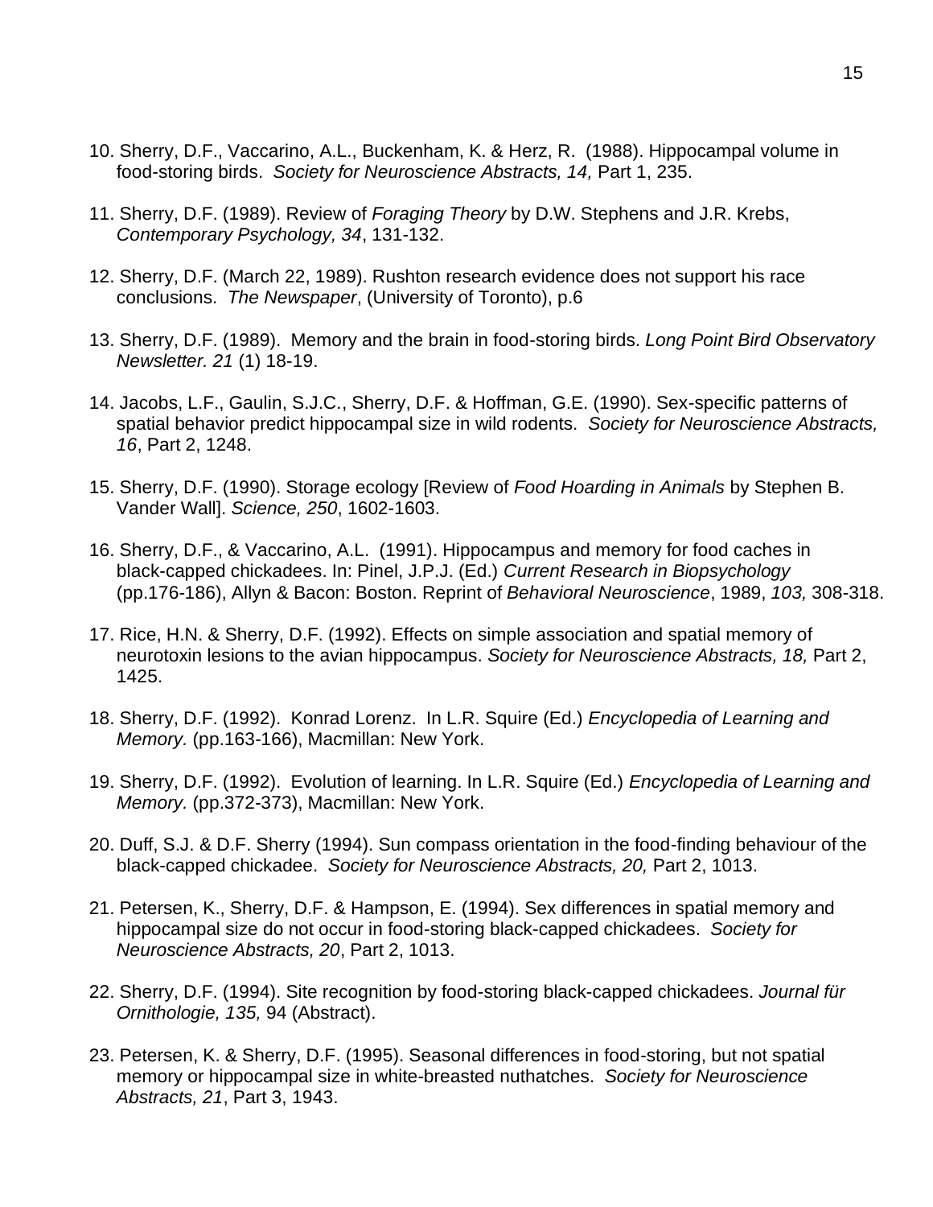10. Sherry, D.F., Vaccarino, A.L., Buckenham, K. & Herz, R. (1988). Hippocampal volume in food-storing birds. *Society for Neuroscience Abstracts, 14,* Part 1, 235.

11. Sherry, D.F. (1989). Review of *Foraging Theory* by D.W. Stephens and J.R. Krebs, *Contemporary Psychology, 34*, 131-132.

12. Sherry, D.F. (March 22, 1989). Rushton research evidence does not support his race conclusions. *The Newspaper*, (University of Toronto), p.6

13. Sherry, D.F. (1989). Memory and the brain in food-storing birds. *Long Point Bird Observatory Newsletter. 21* (1) 18-19.

14. Jacobs, L.F., Gaulin, S.J.C., Sherry, D.F. & Hoffman, G.E. (1990). Sex-specific patterns of spatial behavior predict hippocampal size in wild rodents. *Society for Neuroscience Abstracts, 16*, Part 2, 1248.

15. Sherry, D.F. (1990). Storage ecology [Review of *Food Hoarding in Animals* by Stephen B. Vander Wall]. *Science, 250*, 1602-1603.

16. Sherry, D.F., & Vaccarino, A.L. (1991). Hippocampus and memory for food caches in black-capped chickadees. In: Pinel, J.P.J. (Ed.) *Current Research in Biopsychology* (pp.176-186), Allyn & Bacon: Boston. Reprint of *Behavioral Neuroscience*, 1989, *103,* 308-318.

17. Rice, H.N. & Sherry, D.F. (1992). Effects on simple association and spatial memory of neurotoxin lesions to the avian hippocampus. *Society for Neuroscience Abstracts, 18,* Part 2, 1425.

18. Sherry, D.F. (1992). Konrad Lorenz. In L.R. Squire (Ed.) *Encyclopedia of Learning and Memory.* (pp.163-166), Macmillan: New York.

19. Sherry, D.F. (1992). Evolution of learning. In L.R. Squire (Ed.) *Encyclopedia of Learning and Memory.* (pp.372-373), Macmillan: New York.

20. Duff, S.J. & D.F. Sherry (1994). Sun compass orientation in the food-finding behaviour of the black-capped chickadee. *Society for Neuroscience Abstracts, 20,* Part 2, 1013.

21. Petersen, K., Sherry, D.F. & Hampson, E. (1994). Sex differences in spatial memory and hippocampal size do not occur in food-storing black-capped chickadees. *Society for Neuroscience Abstracts, 20*, Part 2, 1013.

22. Sherry, D.F. (1994). Site recognition by food-storing black-capped chickadees. *Journal für Ornithologie, 135,* 94 (Abstract).

23. Petersen, K. & Sherry, D.F. (1995). Seasonal differences in food-storing, but not spatial memory or hippocampal size in white-breasted nuthatches. *Society for Neuroscience Abstracts, 21*, Part 3, 1943.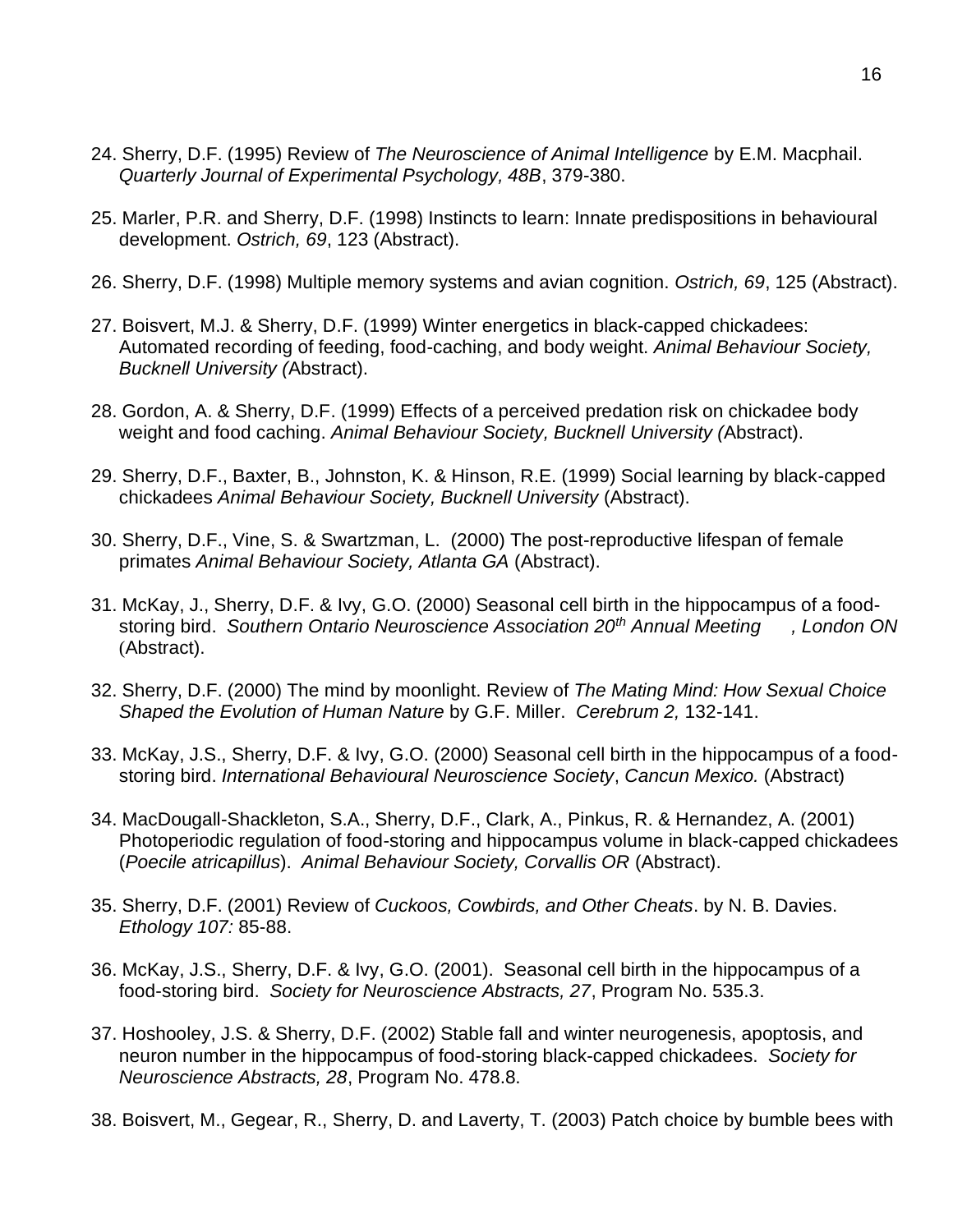24. Sherry, D.F. (1995) Review of *The Neuroscience of Animal Intelligence* by E.M. Macphail. *Quarterly Journal of Experimental Psychology, 48B*, 379-380.

25. Marler, P.R. and Sherry, D.F. (1998) Instincts to learn: Innate predispositions in behavioural development. *Ostrich, 69*, 123 (Abstract).

26. Sherry, D.F. (1998) Multiple memory systems and avian cognition. *Ostrich, 69*, 125 (Abstract).

27. Boisvert, M.J. & Sherry, D.F. (1999) Winter energetics in black-capped chickadees: Automated recording of feeding, food-caching, and body weight. *Animal Behaviour Society, Bucknell University (*Abstract).

28. Gordon, A. & Sherry, D.F. (1999) Effects of a perceived predation risk on chickadee body weight and food caching. *Animal Behaviour Society, Bucknell University (*Abstract).

29. Sherry, D.F., Baxter, B., Johnston, K. & Hinson, R.E. (1999) Social learning by black-capped chickadees *Animal Behaviour Society, Bucknell University* (Abstract).

30. Sherry, D.F., Vine, S. & Swartzman, L. (2000) The post-reproductive lifespan of female primates *Animal Behaviour Society, Atlanta GA* (Abstract).

31. McKay, J., Sherry, D.F. & Ivy, G.O. (2000) Seasonal cell birth in the hippocampus of a food-storing bird. *Southern Ontario Neuroscience Association 20th Annual Meeting , London ON* (Abstract).

32. Sherry, D.F. (2000) The mind by moonlight. Review of *The Mating Mind: How Sexual Choice Shaped the Evolution of Human Nature* by G.F. Miller. *Cerebrum 2,* 132-141.

33. McKay, J.S., Sherry, D.F. & Ivy, G.O. (2000) Seasonal cell birth in the hippocampus of a food-storing bird. *International Behavioural Neuroscience Society*, *Cancun Mexico.* (Abstract)

34. MacDougall-Shackleton, S.A., Sherry, D.F., Clark, A., Pinkus, R. & Hernandez, A. (2001) Photoperiodic regulation of food-storing and hippocampus volume in black-capped chickadees (*Poecile atricapillus*). *Animal Behaviour Society, Corvallis OR* (Abstract).

35. Sherry, D.F. (2001) Review of *Cuckoos, Cowbirds, and Other Cheats*. by N. B. Davies. *Ethology 107:* 85-88.

36. McKay, J.S., Sherry, D.F. & Ivy, G.O. (2001). Seasonal cell birth in the hippocampus of a food-storing bird. *Society for Neuroscience Abstracts, 27*, Program No. 535.3.

37. Hoshooley, J.S. & Sherry, D.F. (2002) Stable fall and winter neurogenesis, apoptosis, and neuron number in the hippocampus of food-storing black-capped chickadees. *Society for Neuroscience Abstracts, 28*, Program No. 478.8.

38. Boisvert, M., Gegear, R., Sherry, D. and Laverty, T. (2003) Patch choice by bumble bees with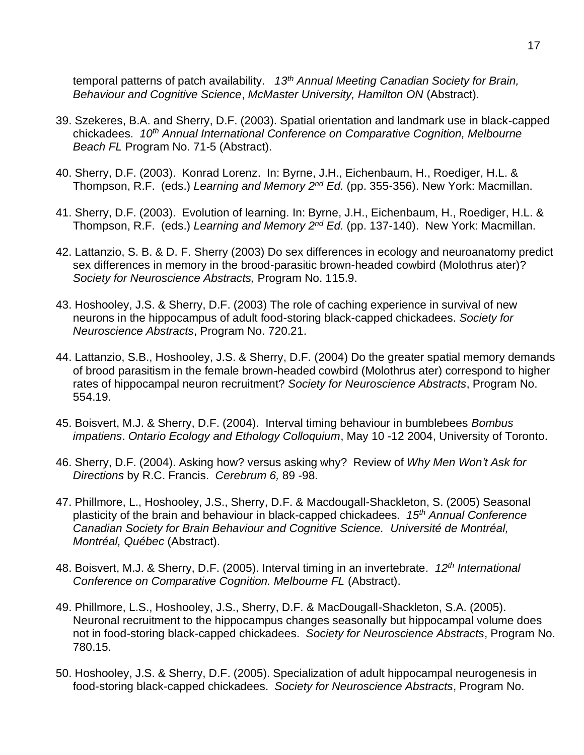temporal patterns of patch availability. *13th Annual Meeting Canadian Society for Brain, Behaviour and Cognitive Science*, *McMaster University, Hamilton ON* (Abstract).

39. Szekeres, B.A. and Sherry, D.F. (2003). Spatial orientation and landmark use in black-capped chickadees. *10th Annual International Conference on Comparative Cognition, Melbourne Beach FL* Program No. 71-5 (Abstract).

40. Sherry, D.F. (2003). Konrad Lorenz. In: Byrne, J.H., Eichenbaum, H., Roediger, H.L. & Thompson, R.F. (eds.) *Learning and Memory 2nd Ed.* (pp. 355-356). New York: Macmillan.

41. Sherry, D.F. (2003). Evolution of learning. In: Byrne, J.H., Eichenbaum, H., Roediger, H.L. & Thompson, R.F. (eds.) *Learning and Memory 2nd Ed.* (pp. 137-140). New York: Macmillan.

42. Lattanzio, S. B. & D. F. Sherry (2003) Do sex differences in ecology and neuroanatomy predict sex differences in memory in the brood-parasitic brown-headed cowbird (Molothrus ater)? *Society for Neuroscience Abstracts,* Program No. 115.9.

43. Hoshooley, J.S. & Sherry, D.F. (2003) The role of caching experience in survival of new neurons in the hippocampus of adult food-storing black-capped chickadees. *Society for Neuroscience Abstracts*, Program No. 720.21.

44. Lattanzio, S.B., Hoshooley, J.S. & Sherry, D.F. (2004) Do the greater spatial memory demands of brood parasitism in the female brown-headed cowbird (Molothrus ater) correspond to higher rates of hippocampal neuron recruitment? *Society for Neuroscience Abstracts*, Program No. 554.19.

45. Boisvert, M.J. & Sherry, D.F. (2004). Interval timing behaviour in bumblebees *Bombus impatiens*. *Ontario Ecology and Ethology Colloquium*, May 10 -12 2004, University of Toronto.

46. Sherry, D.F. (2004). Asking how? versus asking why? Review of *Why Men Won't Ask for Directions* by R.C. Francis. *Cerebrum 6,* 89 -98.

47. Phillmore, L., Hoshooley, J.S., Sherry, D.F. & Macdougall-Shackleton, S. (2005) Seasonal plasticity of the brain and behaviour in black-capped chickadees. *15th Annual Conference Canadian Society for Brain Behaviour and Cognitive Science. Université de Montréal, Montréal, Québec* (Abstract).

48. Boisvert, M.J. & Sherry, D.F. (2005). Interval timing in an invertebrate. *12th International Conference on Comparative Cognition. Melbourne FL* (Abstract).

49. Phillmore, L.S., Hoshooley, J.S., Sherry, D.F. & MacDougall-Shackleton, S.A. (2005). Neuronal recruitment to the hippocampus changes seasonally but hippocampal volume does not in food-storing black-capped chickadees. *Society for Neuroscience Abstracts*, Program No. 780.15.

50. Hoshooley, J.S. & Sherry, D.F. (2005). Specialization of adult hippocampal neurogenesis in food-storing black-capped chickadees. *Society for Neuroscience Abstracts*, Program No.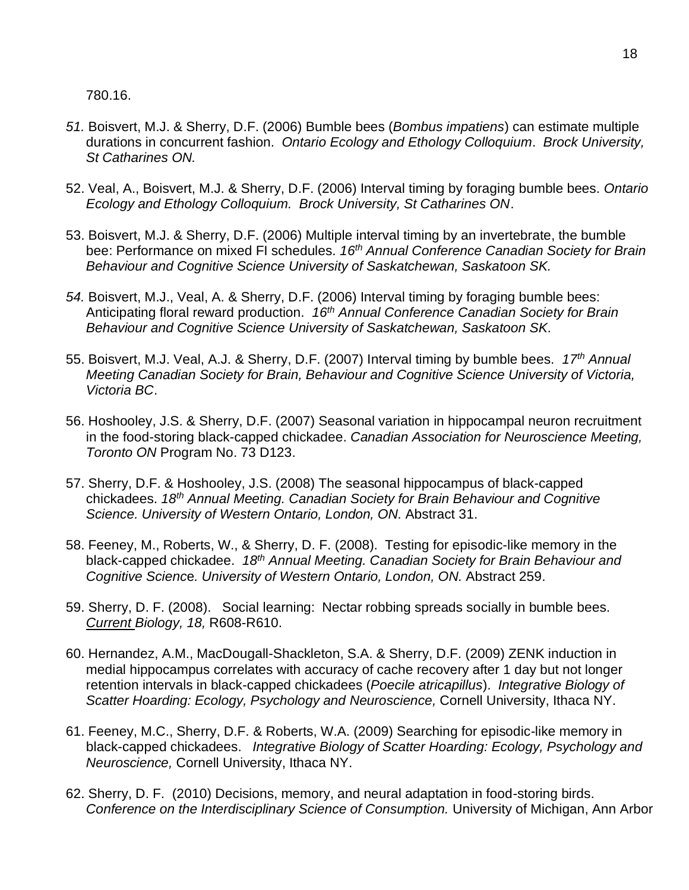780.16.

*51.* Boisvert, M.J. & Sherry, D.F. (2006) Bumble bees (*Bombus impatiens*) can estimate multiple durations in concurrent fashion. *Ontario Ecology and Ethology Colloquium*. *Brock University, St Catharines ON.*

52. Veal, A., Boisvert, M.J. & Sherry, D.F. (2006) Interval timing by foraging bumble bees. *Ontario Ecology and Ethology Colloquium. Brock University, St Catharines ON*.

53. Boisvert, M.J. & Sherry, D.F. (2006) Multiple interval timing by an invertebrate, the bumble bee: Performance on mixed FI schedules. *16th Annual Conference Canadian Society for Brain Behaviour and Cognitive Science University of Saskatchewan, Saskatoon SK.*

*54.* Boisvert, M.J., Veal, A. & Sherry, D.F. (2006) Interval timing by foraging bumble bees: Anticipating floral reward production. *16th Annual Conference Canadian Society for Brain Behaviour and Cognitive Science University of Saskatchewan, Saskatoon SK.*

55. Boisvert, M.J. Veal, A.J. & Sherry, D.F. (2007) Interval timing by bumble bees. *17th Annual Meeting Canadian Society for Brain, Behaviour and Cognitive Science University of Victoria, Victoria BC*.

56. Hoshooley, J.S. & Sherry, D.F. (2007) Seasonal variation in hippocampal neuron recruitment in the food-storing black-capped chickadee. *Canadian Association for Neuroscience Meeting, Toronto ON* Program No. 73 D123.

57. Sherry, D.F. & Hoshooley, J.S. (2008) The seasonal hippocampus of black-capped chickadees. *18th Annual Meeting. Canadian Society for Brain Behaviour and Cognitive Science. University of Western Ontario, London, ON.* Abstract 31.

58. Feeney, M., Roberts, W., & Sherry, D. F. (2008). Testing for episodic-like memory in the black-capped chickadee. *18th Annual Meeting. Canadian Society for Brain Behaviour and Cognitive Science. University of Western Ontario, London, ON.* Abstract 259.

59. Sherry, D. F. (2008). Social learning: Nectar robbing spreads socially in bumble bees. *Current Biology, 18,* R608-R610.

60. Hernandez, A.M., MacDougall-Shackleton, S.A. & Sherry, D.F. (2009) ZENK induction in medial hippocampus correlates with accuracy of cache recovery after 1 day but not longer retention intervals in black-capped chickadees (*Poecile atricapillus*). *Integrative Biology of Scatter Hoarding: Ecology, Psychology and Neuroscience,* Cornell University, Ithaca NY.

61. Feeney, M.C., Sherry, D.F. & Roberts, W.A. (2009) Searching for episodic-like memory in black-capped chickadees. *Integrative Biology of Scatter Hoarding: Ecology, Psychology and Neuroscience,* Cornell University, Ithaca NY.

62. Sherry, D. F. (2010) Decisions, memory, and neural adaptation in food-storing birds. *Conference on the Interdisciplinary Science of Consumption.* University of Michigan, Ann Arbor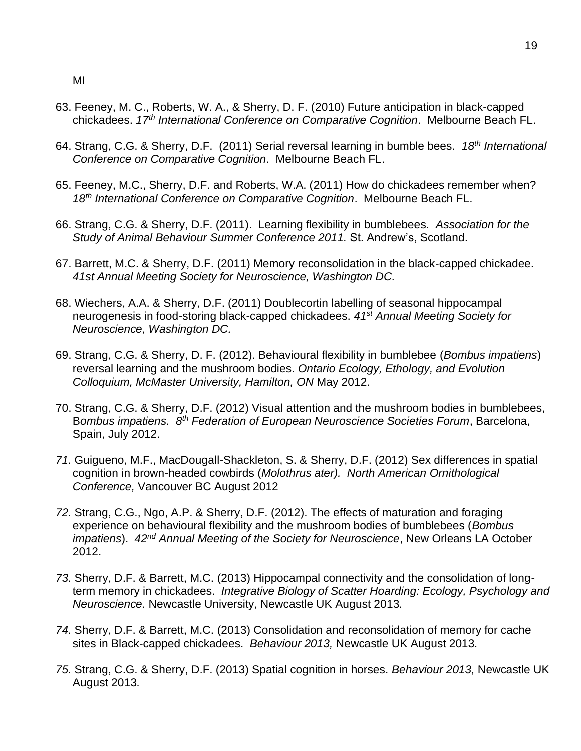MI

63. Feeney, M. C., Roberts, W. A., & Sherry, D. F. (2010) Future anticipation in black-capped chickadees. *17th International Conference on Comparative Cognition*. Melbourne Beach FL.

64. Strang, C.G. & Sherry, D.F. (2011) Serial reversal learning in bumble bees. *18th International Conference on Comparative Cognition*. Melbourne Beach FL.

65. Feeney, M.C., Sherry, D.F. and Roberts, W.A. (2011) How do chickadees remember when? *18th International Conference on Comparative Cognition*. Melbourne Beach FL.

66. Strang, C.G. & Sherry, D.F. (2011). Learning flexibility in bumblebees. *Association for the Study of Animal Behaviour Summer Conference 2011.* St. Andrew's, Scotland.

67. Barrett, M.C. & Sherry, D.F. (2011) Memory reconsolidation in the black-capped chickadee. *41st Annual Meeting Society for Neuroscience, Washington DC.*

68. Wiechers, A.A. & Sherry, D.F. (2011) Doublecortin labelling of seasonal hippocampal neurogenesis in food-storing black-capped chickadees. *41st Annual Meeting Society for Neuroscience, Washington DC.*

69. Strang, C.G. & Sherry, D. F. (2012). Behavioural flexibility in bumblebee (*Bombus impatiens*) reversal learning and the mushroom bodies. *Ontario Ecology, Ethology, and Evolution Colloquium, McMaster University, Hamilton, ON* May 2012.

70. Strang, C.G. & Sherry, D.F. (2012) Visual attention and the mushroom bodies in bumblebees, B*ombus impatiens. 8th Federation of European Neuroscience Societies Forum*, Barcelona, Spain, July 2012.

*71.* Guigueno, M.F., MacDougall-Shackleton, S. & Sherry, D.F. (2012) Sex differences in spatial cognition in brown-headed cowbirds (*Molothrus ater). North American Ornithological Conference,* Vancouver BC August 2012

*72.* Strang, C.G., Ngo, A.P. & Sherry, D.F. (2012). The effects of maturation and foraging experience on behavioural flexibility and the mushroom bodies of bumblebees (*Bombus impatiens*). *42nd Annual Meeting of the Society for Neuroscience*, New Orleans LA October 2012.

*73.* Sherry, D.F. & Barrett, M.C. (2013) Hippocampal connectivity and the consolidation of long-term memory in chickadees. *Integrative Biology of Scatter Hoarding: Ecology, Psychology and Neuroscience.* Newcastle University, Newcastle UK August 2013*.*

*74.* Sherry, D.F. & Barrett, M.C. (2013) Consolidation and reconsolidation of memory for cache sites in Black-capped chickadees. *Behaviour 2013,* Newcastle UK August 2013*.*

*75.* Strang, C.G. & Sherry, D.F. (2013) Spatial cognition in horses. *Behaviour 2013,* Newcastle UK August 2013*.*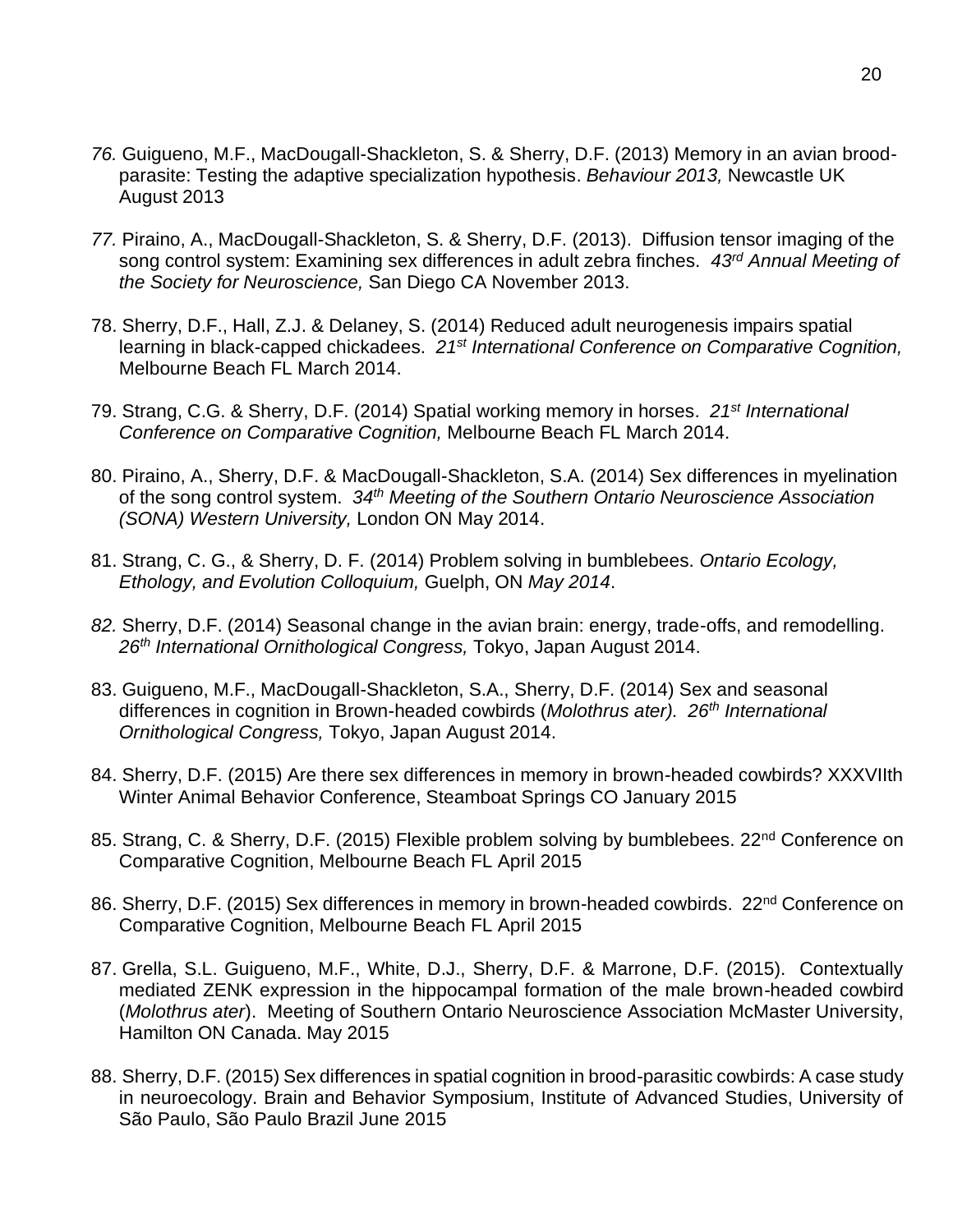*76.* Guigueno, M.F., MacDougall-Shackleton, S. & Sherry, D.F. (2013) Memory in an avian brood-parasite: Testing the adaptive specialization hypothesis. *Behaviour 2013,* Newcastle UK August 2013

*77.* Piraino, A., MacDougall-Shackleton, S. & Sherry, D.F. (2013). Diffusion tensor imaging of the song control system: Examining sex differences in adult zebra finches. *43rd Annual Meeting of the Society for Neuroscience,* San Diego CA November 2013.

78. Sherry, D.F., Hall, Z.J. & Delaney, S. (2014) Reduced adult neurogenesis impairs spatial learning in black-capped chickadees. *21st International Conference on Comparative Cognition,* Melbourne Beach FL March 2014.

79. Strang, C.G. & Sherry, D.F. (2014) Spatial working memory in horses. *21st International Conference on Comparative Cognition,* Melbourne Beach FL March 2014.

80. Piraino, A., Sherry, D.F. & MacDougall-Shackleton, S.A. (2014) Sex differences in myelination of the song control system. *34th Meeting of the Southern Ontario Neuroscience Association (SONA) Western University,* London ON May 2014.

81. Strang, C. G., & Sherry, D. F. (2014) Problem solving in bumblebees. *Ontario Ecology, Ethology, and Evolution Colloquium,* Guelph, ON *May 2014*.

*82.* Sherry, D.F. (2014) Seasonal change in the avian brain: energy, trade-offs, and remodelling. *26th International Ornithological Congress,* Tokyo, Japan August 2014.

83. Guigueno, M.F., MacDougall-Shackleton, S.A., Sherry, D.F. (2014) Sex and seasonal differences in cognition in Brown-headed cowbirds (*Molothrus ater). 26th International Ornithological Congress,* Tokyo, Japan August 2014.

84. Sherry, D.F. (2015) Are there sex differences in memory in brown-headed cowbirds? XXXVIIth Winter Animal Behavior Conference, Steamboat Springs CO January 2015

85. Strang, C. & Sherry, D.F. (2015) Flexible problem solving by bumblebees. 22nd Conference on Comparative Cognition, Melbourne Beach FL April 2015

86. Sherry, D.F. (2015) Sex differences in memory in brown-headed cowbirds. 22nd Conference on Comparative Cognition, Melbourne Beach FL April 2015

87. Grella, S.L. Guigueno, M.F., White, D.J., Sherry, D.F. & Marrone, D.F. (2015). Contextually mediated ZENK expression in the hippocampal formation of the male brown-headed cowbird (*Molothrus ater*). Meeting of Southern Ontario Neuroscience Association McMaster University, Hamilton ON Canada. May 2015

88. Sherry, D.F. (2015) Sex differences in spatial cognition in brood-parasitic cowbirds: A case study in neuroecology. Brain and Behavior Symposium, Institute of Advanced Studies, University of São Paulo, São Paulo Brazil June 2015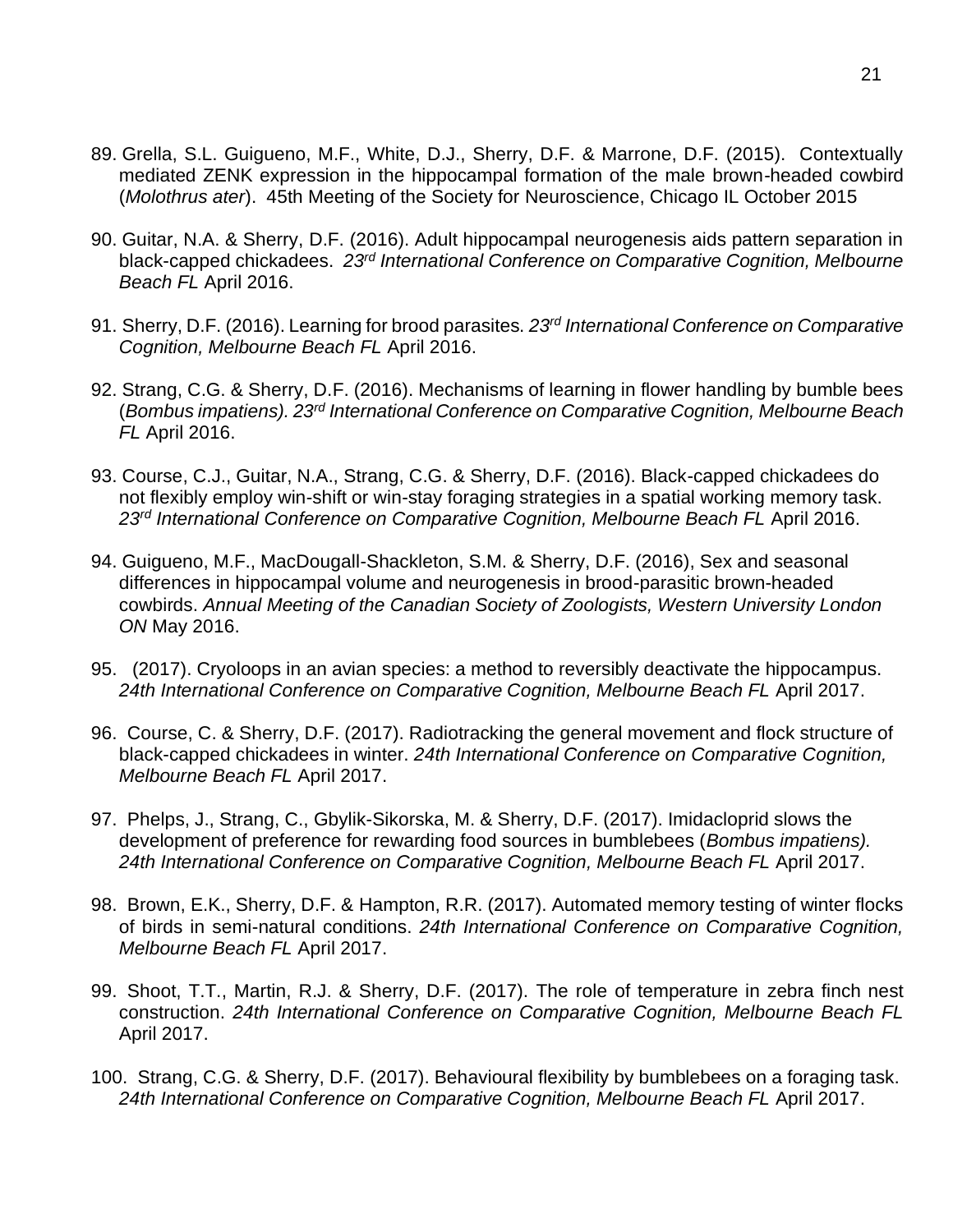89. Grella, S.L. Guigueno, M.F., White, D.J., Sherry, D.F. & Marrone, D.F. (2015). Contextually mediated ZENK expression in the hippocampal formation of the male brown-headed cowbird (*Molothrus ater*). 45th Meeting of the Society for Neuroscience, Chicago IL October 2015

90. Guitar, N.A. & Sherry, D.F. (2016). Adult hippocampal neurogenesis aids pattern separation in black-capped chickadees. *23rd International Conference on Comparative Cognition, Melbourne Beach FL* April 2016.

91. Sherry, D.F. (2016). Learning for brood parasites. *23rd International Conference on Comparative Cognition, Melbourne Beach FL* April 2016.

92. Strang, C.G. & Sherry, D.F. (2016). Mechanisms of learning in flower handling by bumble bees (*Bombus impatiens). 23rd International Conference on Comparative Cognition, Melbourne Beach FL* April 2016.

93. Course, C.J., Guitar, N.A., Strang, C.G. & Sherry, D.F. (2016). Black-capped chickadees do not flexibly employ win-shift or win-stay foraging strategies in a spatial working memory task. *23rd International Conference on Comparative Cognition, Melbourne Beach FL* April 2016.

94. Guigueno, M.F., MacDougall-Shackleton, S.M. & Sherry, D.F. (2016), Sex and seasonal differences in hippocampal volume and neurogenesis in brood-parasitic brown-headed cowbirds. *Annual Meeting of the Canadian Society of Zoologists, Western University London ON* May 2016.

95. (2017). Cryoloops in an avian species: a method to reversibly deactivate the hippocampus. *24th International Conference on Comparative Cognition, Melbourne Beach FL* April 2017.

96. Course, C. & Sherry, D.F. (2017). Radiotracking the general movement and flock structure of black-capped chickadees in winter. *24th International Conference on Comparative Cognition, Melbourne Beach FL* April 2017.

97. Phelps, J., Strang, C., Gbylik-Sikorska, M. & Sherry, D.F. (2017). Imidacloprid slows the development of preference for rewarding food sources in bumblebees (*Bombus impatiens). 24th International Conference on Comparative Cognition, Melbourne Beach FL* April 2017.

98. Brown, E.K., Sherry, D.F. & Hampton, R.R. (2017). Automated memory testing of winter flocks of birds in semi-natural conditions. *24th International Conference on Comparative Cognition, Melbourne Beach FL* April 2017.

99. Shoot, T.T., Martin, R.J. & Sherry, D.F. (2017). The role of temperature in zebra finch nest construction. *24th International Conference on Comparative Cognition, Melbourne Beach FL* April 2017.

100. Strang, C.G. & Sherry, D.F. (2017). Behavioural flexibility by bumblebees on a foraging task. *24th International Conference on Comparative Cognition, Melbourne Beach FL* April 2017.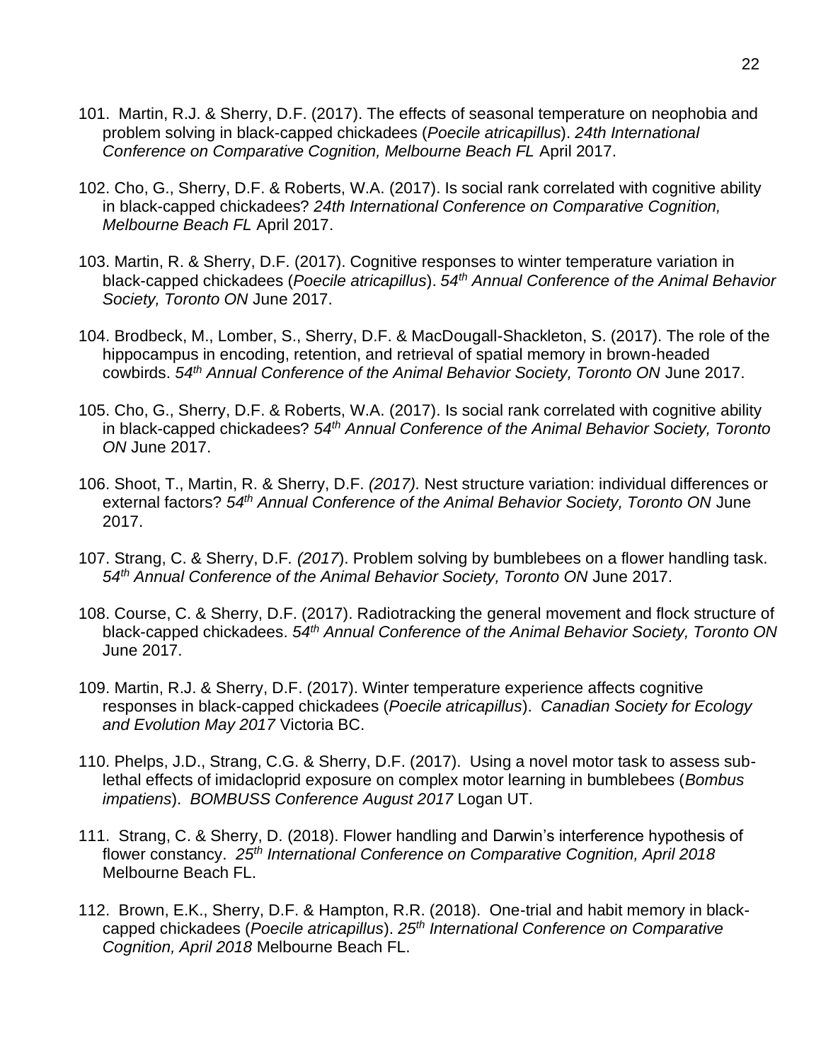101. Martin, R.J. & Sherry, D.F. (2017). The effects of seasonal temperature on neophobia and problem solving in black-capped chickadees (*Poecile atricapillus*). *24th International Conference on Comparative Cognition, Melbourne Beach FL* April 2017.

102. Cho, G., Sherry, D.F. & Roberts, W.A. (2017). Is social rank correlated with cognitive ability in black-capped chickadees? *24th International Conference on Comparative Cognition, Melbourne Beach FL* April 2017.

103. Martin, R. & Sherry, D.F. (2017). Cognitive responses to winter temperature variation in black-capped chickadees (*Poecile atricapillus*). *54th Annual Conference of the Animal Behavior Society, Toronto ON* June 2017.

104. Brodbeck, M., Lomber, S., Sherry, D.F. & MacDougall-Shackleton, S. (2017). The role of the hippocampus in encoding, retention, and retrieval of spatial memory in brown-headed cowbirds. *54th Annual Conference of the Animal Behavior Society, Toronto ON* June 2017.

105. Cho, G., Sherry, D.F. & Roberts, W.A. (2017). Is social rank correlated with cognitive ability in black-capped chickadees? *54th Annual Conference of the Animal Behavior Society, Toronto ON* June 2017.

106. Shoot, T., Martin, R. & Sherry, D.F. *(2017).* Nest structure variation: individual differences or external factors? *54th Annual Conference of the Animal Behavior Society, Toronto ON* June 2017.

107. Strang, C. & Sherry, D.F. *(2017*). Problem solving by bumblebees on a flower handling task. *54th Annual Conference of the Animal Behavior Society, Toronto ON* June 2017.

108. Course, C. & Sherry, D.F. (2017). Radiotracking the general movement and flock structure of black-capped chickadees. *54th Annual Conference of the Animal Behavior Society, Toronto ON* June 2017.

109. Martin, R.J. & Sherry, D.F. (2017). Winter temperature experience affects cognitive responses in black-capped chickadees (*Poecile atricapillus*). *Canadian Society for Ecology and Evolution May 2017* Victoria BC.

110. Phelps, J.D., Strang, C.G. & Sherry, D.F. (2017). Using a novel motor task to assess sub-lethal effects of imidacloprid exposure on complex motor learning in bumblebees (*Bombus impatiens*). *BOMBUSS Conference August 2017* Logan UT.

111. Strang, C. & Sherry, D. (2018). Flower handling and Darwin's interference hypothesis of flower constancy. *25th International Conference on Comparative Cognition, April 2018* Melbourne Beach FL.

112. Brown, E.K., Sherry, D.F. & Hampton, R.R. (2018). One-trial and habit memory in black-capped chickadees (*Poecile atricapillus*). *25th International Conference on Comparative Cognition, April 2018* Melbourne Beach FL.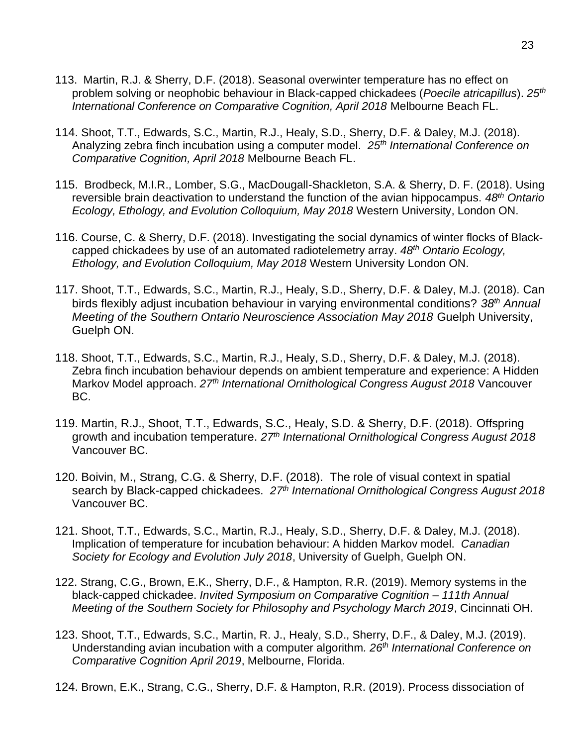113. Martin, R.J. & Sherry, D.F. (2018). Seasonal overwinter temperature has no effect on problem solving or neophobic behaviour in Black-capped chickadees (*Poecile atricapillus*). *25th International Conference on Comparative Cognition, April 2018* Melbourne Beach FL.

114. Shoot, T.T., Edwards, S.C., Martin, R.J., Healy, S.D., Sherry, D.F. & Daley, M.J. (2018). Analyzing zebra finch incubation using a computer model. *25th International Conference on Comparative Cognition, April 2018* Melbourne Beach FL.

115. Brodbeck, M.I.R., Lomber, S.G., MacDougall-Shackleton, S.A. & Sherry, D. F. (2018). Using reversible brain deactivation to understand the function of the avian hippocampus. *48th Ontario Ecology, Ethology, and Evolution Colloquium, May 2018* Western University, London ON.

116. Course, C. & Sherry, D.F. (2018). Investigating the social dynamics of winter flocks of Black-capped chickadees by use of an automated radiotelemetry array. *48th Ontario Ecology, Ethology, and Evolution Colloquium, May 2018* Western University London ON.

117. Shoot, T.T., Edwards, S.C., Martin, R.J., Healy, S.D., Sherry, D.F. & Daley, M.J. (2018). Can birds flexibly adjust incubation behaviour in varying environmental conditions? *38th Annual Meeting of the Southern Ontario Neuroscience Association May 2018* Guelph University, Guelph ON.

118. Shoot, T.T., Edwards, S.C., Martin, R.J., Healy, S.D., Sherry, D.F. & Daley, M.J. (2018). Zebra finch incubation behaviour depends on ambient temperature and experience: A Hidden Markov Model approach. *27th International Ornithological Congress August 2018* Vancouver BC.

119. Martin, R.J., Shoot, T.T., Edwards, S.C., Healy, S.D. & Sherry, D.F. (2018). Offspring growth and incubation temperature. *27th International Ornithological Congress August 2018* Vancouver BC.

120. Boivin, M., Strang, C.G. & Sherry, D.F. (2018). The role of visual context in spatial search by Black-capped chickadees. *27th International Ornithological Congress August 2018* Vancouver BC.

121. Shoot, T.T., Edwards, S.C., Martin, R.J., Healy, S.D., Sherry, D.F. & Daley, M.J. (2018). Implication of temperature for incubation behaviour: A hidden Markov model. *Canadian Society for Ecology and Evolution July 2018*, University of Guelph, Guelph ON.

122. Strang, C.G., Brown, E.K., Sherry, D.F., & Hampton, R.R. (2019). Memory systems in the black-capped chickadee. *Invited Symposium on Comparative Cognition – 111th Annual Meeting of the Southern Society for Philosophy and Psychology March 2019*, Cincinnati OH.

123. Shoot, T.T., Edwards, S.C., Martin, R. J., Healy, S.D., Sherry, D.F., & Daley, M.J. (2019). Understanding avian incubation with a computer algorithm. *26th International Conference on Comparative Cognition April 2019*, Melbourne, Florida.

124. Brown, E.K., Strang, C.G., Sherry, D.F. & Hampton, R.R. (2019). Process dissociation of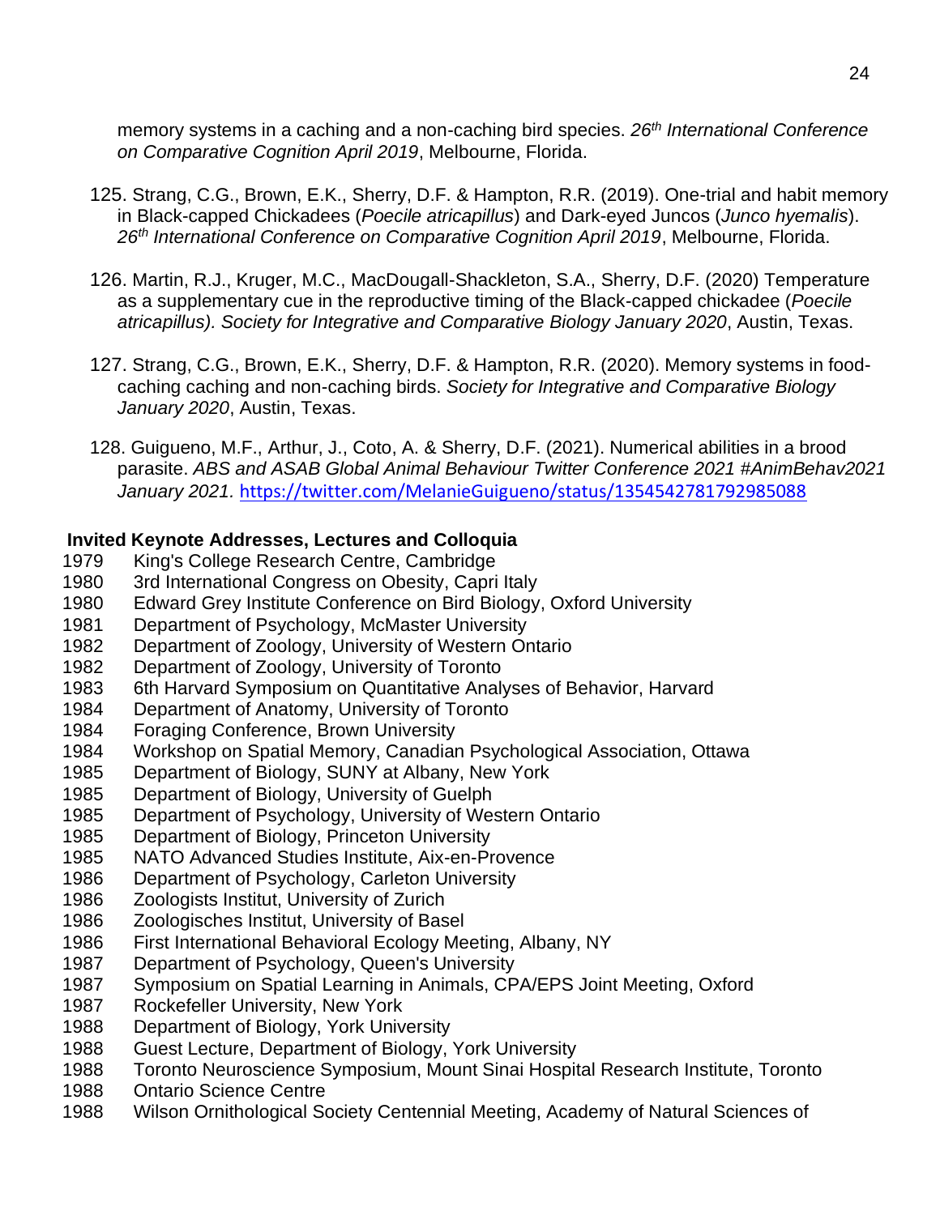memory systems in a caching and a non-caching bird species. *26th International Conference on Comparative Cognition April 2019*, Melbourne, Florida.

125. Strang, C.G., Brown, E.K., Sherry, D.F. & Hampton, R.R. (2019). One-trial and habit memory in Black-capped Chickadees (*Poecile atricapillus*) and Dark-eyed Juncos (*Junco hyemalis*). *26th International Conference on Comparative Cognition April 2019*, Melbourne, Florida.

126. Martin, R.J., Kruger, M.C., MacDougall-Shackleton, S.A., Sherry, D.F. (2020) Temperature as a supplementary cue in the reproductive timing of the Black-capped chickadee (*Poecile atricapillus). Society for Integrative and Comparative Biology January 2020*, Austin, Texas.

127. Strang, C.G., Brown, E.K., Sherry, D.F. & Hampton, R.R. (2020). Memory systems in food-caching caching and non-caching birds. *Society for Integrative and Comparative Biology January 2020*, Austin, Texas.

128. Guigueno, M.F., Arthur, J., Coto, A. & Sherry, D.F. (2021). Numerical abilities in a brood parasite. *ABS and ASAB Global Animal Behaviour Twitter Conference 2021 #AnimBehav2021 January 2021.* https://twitter.com/MelanieGuigueno/status/1354542781792985088

**Invited Keynote Addresses, Lectures and Colloquia**

1979 King's College Research Centre, Cambridge
1980 3rd International Congress on Obesity, Capri Italy
1980 Edward Grey Institute Conference on Bird Biology, Oxford University
1981 Department of Psychology, McMaster University
1982 Department of Zoology, University of Western Ontario
1982 Department of Zoology, University of Toronto
1983 6th Harvard Symposium on Quantitative Analyses of Behavior, Harvard
1984 Department of Anatomy, University of Toronto
1984 Foraging Conference, Brown University
1984 Workshop on Spatial Memory, Canadian Psychological Association, Ottawa
1985 Department of Biology, SUNY at Albany, New York
1985 Department of Biology, University of Guelph
1985 Department of Psychology, University of Western Ontario
1985 Department of Biology, Princeton University
1985 NATO Advanced Studies Institute, Aix-en-Provence
1986 Department of Psychology, Carleton University
1986 Zoologists Institut, University of Zurich
1986 Zoologisches Institut, University of Basel
1986 First International Behavioral Ecology Meeting, Albany, NY
1987 Department of Psychology, Queen's University
1987 Symposium on Spatial Learning in Animals, CPA/EPS Joint Meeting, Oxford
1987 Rockefeller University, New York
1988 Department of Biology, York University
1988 Guest Lecture, Department of Biology, York University
1988 Toronto Neuroscience Symposium, Mount Sinai Hospital Research Institute, Toronto
1988 Ontario Science Centre
1988 Wilson Ornithological Society Centennial Meeting, Academy of Natural Sciences of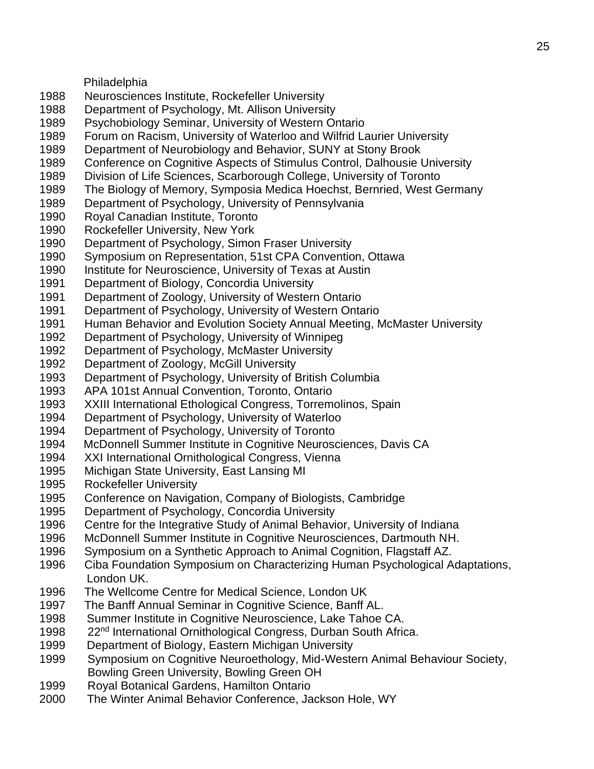Philadelphia

1988 Neurosciences Institute, Rockefeller University
1988 Department of Psychology, Mt. Allison University
1989 Psychobiology Seminar, University of Western Ontario
1989 Forum on Racism, University of Waterloo and Wilfrid Laurier University
1989 Department of Neurobiology and Behavior, SUNY at Stony Brook
1989 Conference on Cognitive Aspects of Stimulus Control, Dalhousie University
1989 Division of Life Sciences, Scarborough College, University of Toronto
1989 The Biology of Memory, Symposia Medica Hoechst, Bernried, West Germany
1989 Department of Psychology, University of Pennsylvania
1990 Royal Canadian Institute, Toronto
1990 Rockefeller University, New York
1990 Department of Psychology, Simon Fraser University
1990 Symposium on Representation, 51st CPA Convention, Ottawa
1990 Institute for Neuroscience, University of Texas at Austin
1991 Department of Biology, Concordia University
1991 Department of Zoology, University of Western Ontario
1991 Department of Psychology, University of Western Ontario
1991 Human Behavior and Evolution Society Annual Meeting, McMaster University
1992 Department of Psychology, University of Winnipeg
1992 Department of Psychology, McMaster University
1992 Department of Zoology, McGill University
1993 Department of Psychology, University of British Columbia
1993 APA 101st Annual Convention, Toronto, Ontario
1993 XXIII International Ethological Congress, Torremolinos, Spain
1994 Department of Psychology, University of Waterloo
1994 Department of Psychology, University of Toronto
1994 McDonnell Summer Institute in Cognitive Neurosciences, Davis CA
1994 XXI International Ornithological Congress, Vienna
1995 Michigan State University, East Lansing MI
1995 Rockefeller University
1995 Conference on Navigation, Company of Biologists, Cambridge
1995 Department of Psychology, Concordia University
1996 Centre for the Integrative Study of Animal Behavior, University of Indiana
1996 McDonnell Summer Institute in Cognitive Neurosciences, Dartmouth NH.
1996 Symposium on a Synthetic Approach to Animal Cognition, Flagstaff AZ.
1996 Ciba Foundation Symposium on Characterizing Human Psychological Adaptations, London UK.
1996 The Wellcome Centre for Medical Science, London UK
1997 The Banff Annual Seminar in Cognitive Science, Banff AL.
1998 Summer Institute in Cognitive Neuroscience, Lake Tahoe CA.
1998 22nd International Ornithological Congress, Durban South Africa.
1999 Department of Biology, Eastern Michigan University
1999 Symposium on Cognitive Neuroethology, Mid-Western Animal Behaviour Society, Bowling Green University, Bowling Green OH
1999 Royal Botanical Gardens, Hamilton Ontario
2000 The Winter Animal Behavior Conference, Jackson Hole, WY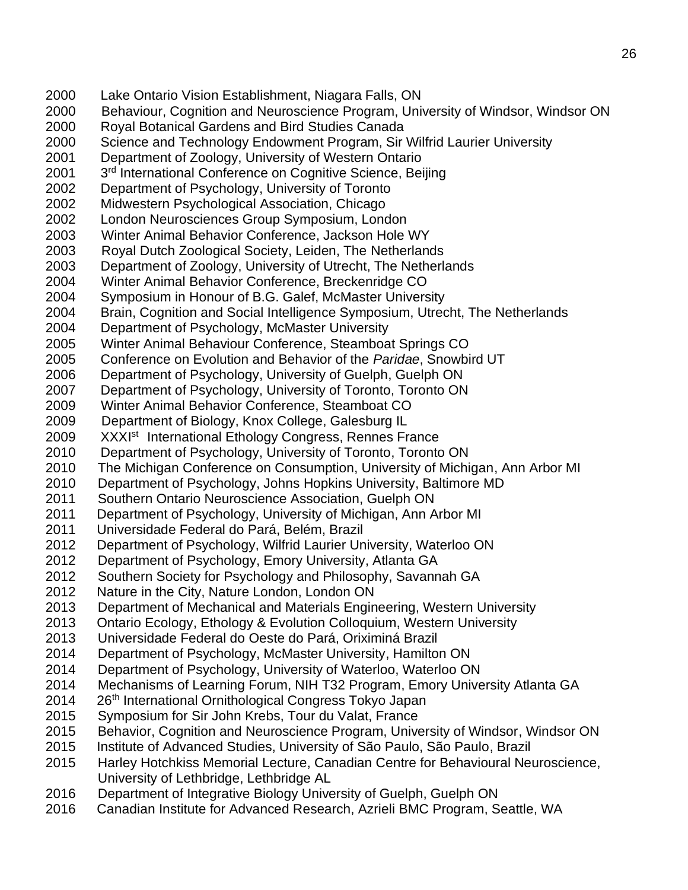2000 Lake Ontario Vision Establishment, Niagara Falls, ON
2000 Behaviour, Cognition and Neuroscience Program, University of Windsor, Windsor ON
2000 Royal Botanical Gardens and Bird Studies Canada
2000 Science and Technology Endowment Program, Sir Wilfrid Laurier University
2001 Department of Zoology, University of Western Ontario
2001 3rd International Conference on Cognitive Science, Beijing
2002 Department of Psychology, University of Toronto
2002 Midwestern Psychological Association, Chicago
2002 London Neurosciences Group Symposium, London
2003 Winter Animal Behavior Conference, Jackson Hole WY
2003 Royal Dutch Zoological Society, Leiden, The Netherlands
2003 Department of Zoology, University of Utrecht, The Netherlands
2004 Winter Animal Behavior Conference, Breckenridge CO
2004 Symposium in Honour of B.G. Galef, McMaster University
2004 Brain, Cognition and Social Intelligence Symposium, Utrecht, The Netherlands
2004 Department of Psychology, McMaster University
2005 Winter Animal Behaviour Conference, Steamboat Springs CO
2005 Conference on Evolution and Behavior of the *Paridae*, Snowbird UT
2006 Department of Psychology, University of Guelph, Guelph ON
2007 Department of Psychology, University of Toronto, Toronto ON
2009 Winter Animal Behavior Conference, Steamboat CO
2009 Department of Biology, Knox College, Galesburg IL
2009 XXXIst International Ethology Congress, Rennes France
2010 Department of Psychology, University of Toronto, Toronto ON
2010 The Michigan Conference on Consumption, University of Michigan, Ann Arbor MI
2010 Department of Psychology, Johns Hopkins University, Baltimore MD
2011 Southern Ontario Neuroscience Association, Guelph ON
2011 Department of Psychology, University of Michigan, Ann Arbor MI
2011 Universidade Federal do Pará, Belém, Brazil
2012 Department of Psychology, Wilfrid Laurier University, Waterloo ON
2012 Department of Psychology, Emory University, Atlanta GA
2012 Southern Society for Psychology and Philosophy, Savannah GA
2012 Nature in the City, Nature London, London ON
2013 Department of Mechanical and Materials Engineering, Western University
2013 Ontario Ecology, Ethology & Evolution Colloquium, Western University
2013 Universidade Federal do Oeste do Pará, Oriximiná Brazil
2014 Department of Psychology, McMaster University, Hamilton ON
2014 Department of Psychology, University of Waterloo, Waterloo ON
2014 Mechanisms of Learning Forum, NIH T32 Program, Emory University Atlanta GA
2014 26th International Ornithological Congress Tokyo Japan
2015 Symposium for Sir John Krebs, Tour du Valat, France
2015 Behavior, Cognition and Neuroscience Program, University of Windsor, Windsor ON
2015 Institute of Advanced Studies, University of São Paulo, São Paulo, Brazil
2015 Harley Hotchkiss Memorial Lecture, Canadian Centre for Behavioural Neuroscience, University of Lethbridge, Lethbridge AL
2016 Department of Integrative Biology University of Guelph, Guelph ON
2016 Canadian Institute for Advanced Research, Azrieli BMC Program, Seattle, WA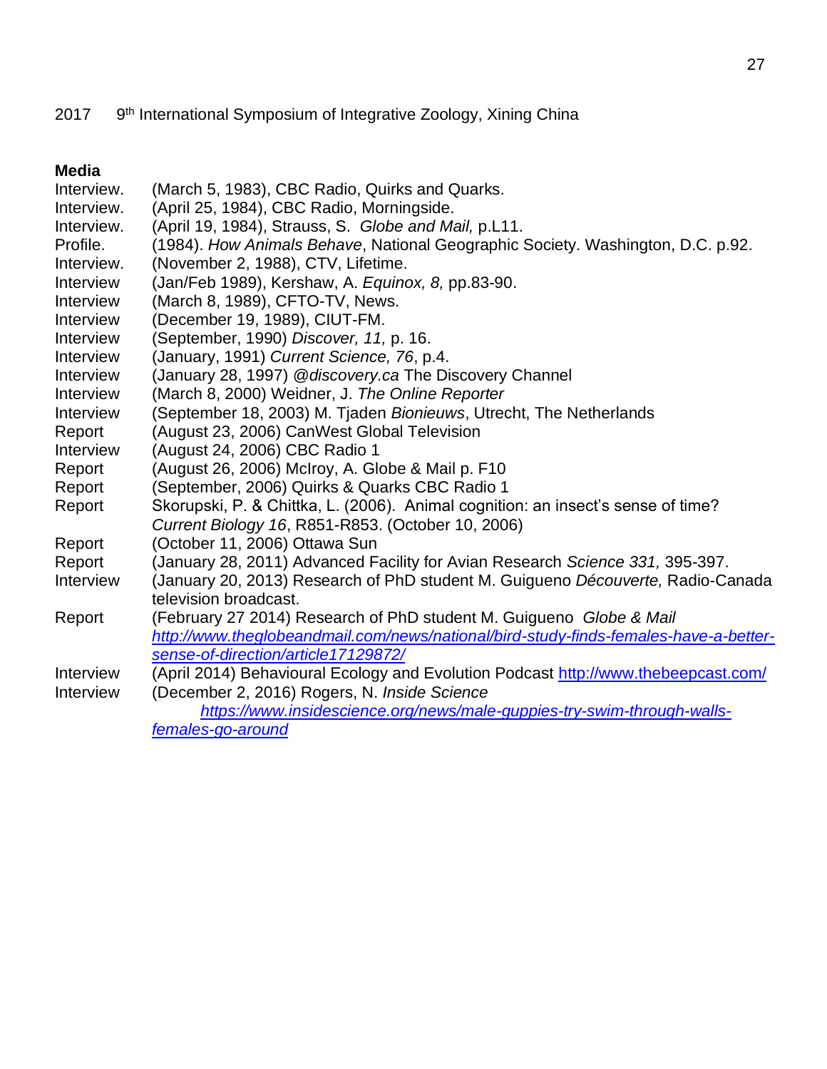2017 9th International Symposium of Integrative Zoology, Xining China

**Media**

| | |
|---|---|
| Interview. | (March 5, 1983), CBC Radio, Quirks and Quarks. |
| Interview. | (April 25, 1984), CBC Radio, Morningside. |
| Interview. | (April 19, 1984), Strauss, S. *Globe and Mail,* p.L11. |
| Profile. | (1984). *How Animals Behave*, National Geographic Society. Washington, D.C. p.92. |
| Interview. | (November 2, 1988), CTV, Lifetime. |
| Interview | (Jan/Feb 1989), Kershaw, A. *Equinox, 8,* pp.83-90. |
| Interview | (March 8, 1989), CFTO-TV, News. |
| Interview | (December 19, 1989), CIUT-FM. |
| Interview | (September, 1990) *Discover, 11,* p. 16. |
| Interview | (January, 1991) *Current Science, 76*, p.4. |
| Interview | (January 28, 1997) *@discovery.ca* The Discovery Channel |
| Interview | (March 8, 2000) Weidner, J. *The Online Reporter* |
| Interview | (September 18, 2003) M. Tjaden *Bionieuws*, Utrecht, The Netherlands |
| Report | (August 23, 2006) CanWest Global Television |
| Interview | (August 24, 2006) CBC Radio 1 |
| Report | (August 26, 2006) McIroy, A. Globe & Mail p. F10 |
| Report | (September, 2006) Quirks & Quarks CBC Radio 1 |
| Report | Skorupski, P. & Chittka, L. (2006). Animal cognition: an insect's sense of time? *Current Biology 16*, R851-R853. (October 10, 2006) |
| Report | (October 11, 2006) Ottawa Sun |
| Report | (January 28, 2011) Advanced Facility for Avian Research *Science 331,* 395-397. |
| Interview | (January 20, 2013) Research of PhD student M. Guigueno *Découverte,* Radio-Canada television broadcast. |
| Report | (February 27 2014) Research of PhD student M. Guigueno *Globe & Mail* *http://www.theglobeandmail.com/news/national/bird-study-finds-females-have-a-better-sense-of-direction/article17129872/* |
| Interview | (April 2014) Behavioural Ecology and Evolution Podcast http://www.thebeepcast.com/ |
| Interview | (December 2, 2016) Rogers, N. *Inside Science* *https://www.insidescience.org/news/male-guppies-try-swim-through-walls-females-go-around* |